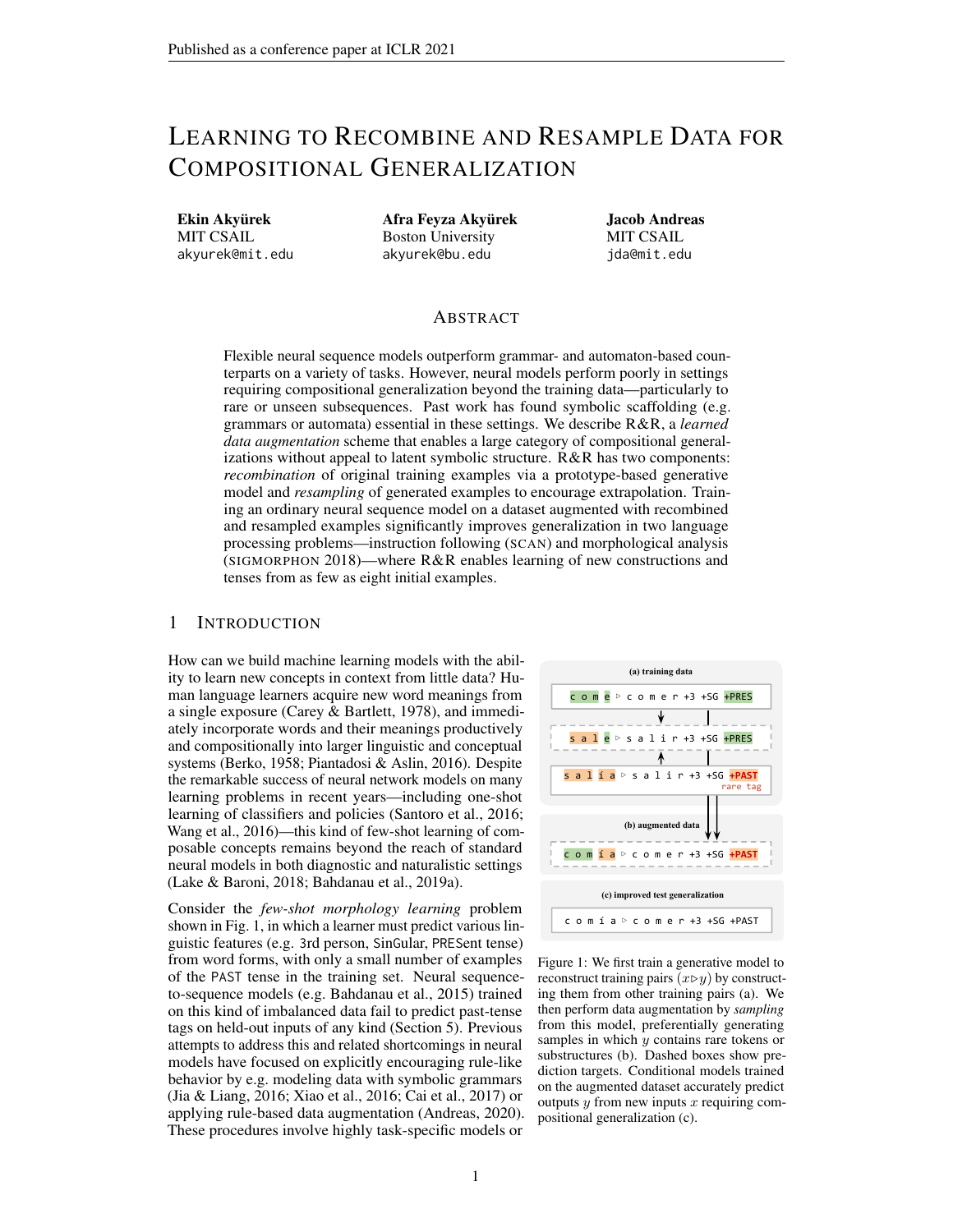# LEARNING TO RECOMBINE AND RESAMPLE DATA FOR COMPOSITIONAL GENERALIZATION

**Ekin Akyürek**
MIT CSAIL
akyurek@mit.edu

**Afra Feyza Akyürek**
Boston University
akyurek@bu.edu

**Jacob Andreas**
MIT CSAIL
jda@mit.edu

## ABSTRACT

Flexible neural sequence models outperform grammar- and automaton-based counterparts on a variety of tasks. However, neural models perform poorly in settings requiring compositional generalization beyond the training data—particularly to rare or unseen subsequences. Past work has found symbolic scaffolding (e.g. grammars or automata) essential in these settings. We describe R&R, a *learned data augmentation* scheme that enables a large category of compositional generalizations without appeal to latent symbolic structure. R&R has two components: *recombination* of original training examples via a prototype-based generative model and *resampling* of generated examples to encourage extrapolation. Training an ordinary neural sequence model on a dataset augmented with recombined and resampled examples significantly improves generalization in two language processing problems—instruction following (SCAN) and morphological analysis (SIGMORPHON 2018)—where R&R enables learning of new constructions and tenses from as few as eight initial examples.

## 1 INTRODUCTION

How can we build machine learning models with the ability to learn new concepts in context from little data? Human language learners acquire new word meanings from a single exposure (Carey & Bartlett, 1978), and immediately incorporate words and their meanings productively and compositionally into larger linguistic and conceptual systems (Berko, 1958; Piantadosi & Aslin, 2016). Despite the remarkable success of neural network models on many learning problems in recent years—including one-shot learning of classifiers and policies (Santoro et al., 2016; Wang et al., 2016)—this kind of few-shot learning of composable concepts remains beyond the reach of standard neural models in both diagnostic and naturalistic settings (Lake & Baroni, 2018; Bahdanau et al., 2019a).

Consider the *few-shot morphology learning* problem shown in Fig. 1, in which a learner must predict various linguistic features (e.g. 3rd person, SinGular, PRESent tense) from word forms, with only a small number of examples of the PAST tense in the training set. Neural sequence-to-sequence models (e.g. Bahdanau et al., 2015) trained on this kind of imbalanced data fail to predict past-tense tags on held-out inputs of any kind (Section 5). Previous attempts to address this and related shortcomings in neural models have focused on explicitly encouraging rule-like behavior by e.g. modeling data with symbolic grammars (Jia & Liang, 2016; Xiao et al., 2016; Cai et al., 2017) or applying rule-based data augmentation (Andreas, 2020). These procedures involve highly task-specific models or

(a) training data

c o m e ▷ c o m e r +3 +SG +PRES

s a l e ▷ s a l i r +3 +SG +PRES

s a l í a ▷ s a l i r +3 +SG +PAST (rare tag)

(b) augmented data

c o m í a ▷ c o m e r +3 +SG +PAST

(c) improved test generalization

c o m í a ▷ c o m e r +3 +SG +PAST

Figure 1: We first train a generative model to reconstruct training pairs ($x \triangleright y$) by constructing them from other training pairs (a). We then perform data augmentation by *sampling* from this model, preferentially generating samples in which $y$ contains rare tokens or substructures (b). Dashed boxes show prediction targets. Conditional models trained on the augmented dataset accurately predict outputs $y$ from new inputs $x$ requiring compositional generalization (c).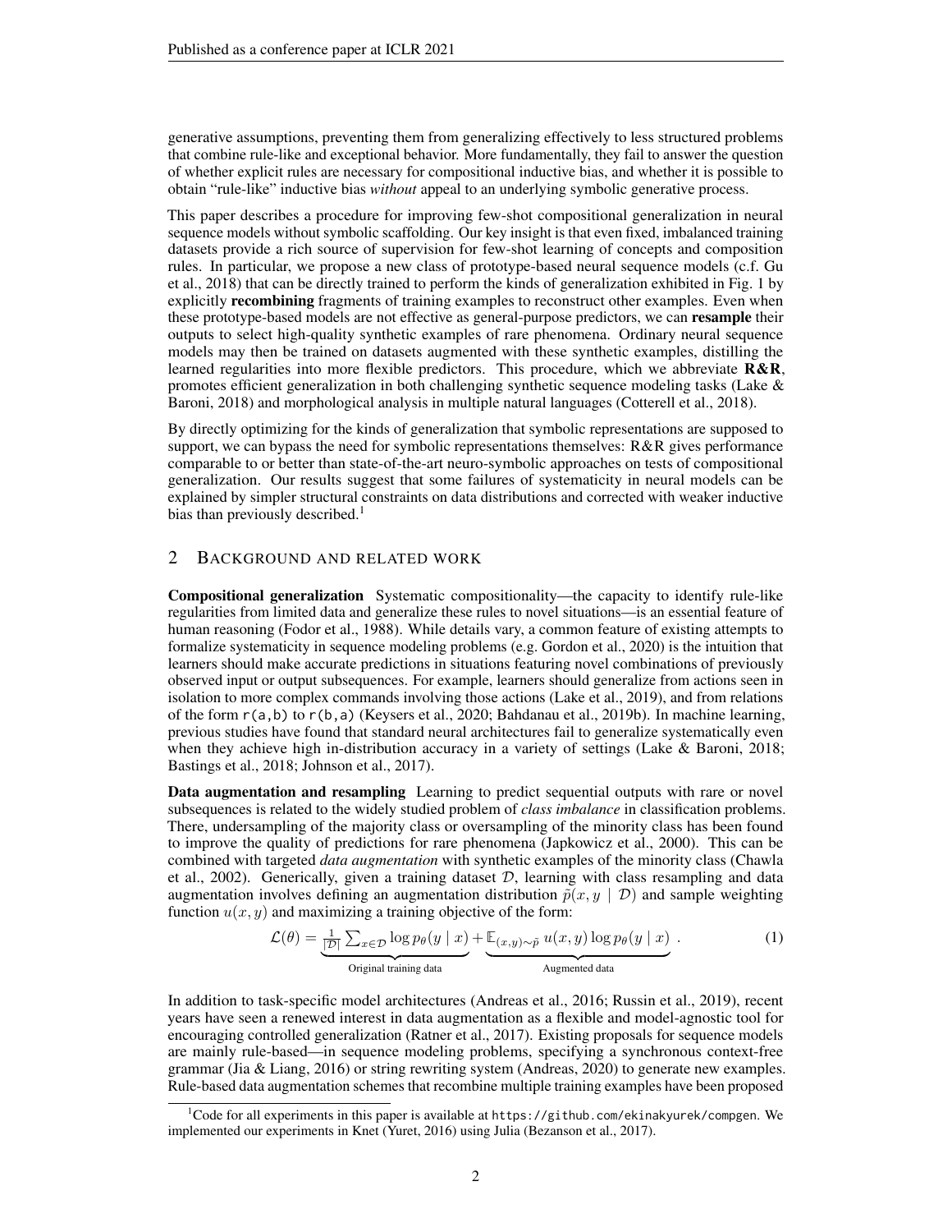generative assumptions, preventing them from generalizing effectively to less structured problems that combine rule-like and exceptional behavior. More fundamentally, they fail to answer the question of whether explicit rules are necessary for compositional inductive bias, and whether it is possible to obtain "rule-like" inductive bias *without* appeal to an underlying symbolic generative process.

This paper describes a procedure for improving few-shot compositional generalization in neural sequence models without symbolic scaffolding. Our key insight is that even fixed, imbalanced training datasets provide a rich source of supervision for few-shot learning of concepts and composition rules. In particular, we propose a new class of prototype-based neural sequence models (c.f. Gu et al., 2018) that can be directly trained to perform the kinds of generalization exhibited in Fig. 1 by explicitly **recombining** fragments of training examples to reconstruct other examples. Even when these prototype-based models are not effective as general-purpose predictors, we can **resample** their outputs to select high-quality synthetic examples of rare phenomena. Ordinary neural sequence models may then be trained on datasets augmented with these synthetic examples, distilling the learned regularities into more flexible predictors. This procedure, which we abbreviate **R&R**, promotes efficient generalization in both challenging synthetic sequence modeling tasks (Lake & Baroni, 2018) and morphological analysis in multiple natural languages (Cotterell et al., 2018).

By directly optimizing for the kinds of generalization that symbolic representations are supposed to support, we can bypass the need for symbolic representations themselves: R&R gives performance comparable to or better than state-of-the-art neuro-symbolic approaches on tests of compositional generalization. Our results suggest that some failures of systematicity in neural models can be explained by simpler structural constraints on data distributions and corrected with weaker inductive bias than previously described.[1]

## 2 Background and Related Work

**Compositional generalization** Systematic compositionality—the capacity to identify rule-like regularities from limited data and generalize these rules to novel situations—is an essential feature of human reasoning (Fodor et al., 1988). While details vary, a common feature of existing attempts to formalize systematicity in sequence modeling problems (e.g. Gordon et al., 2020) is the intuition that learners should make accurate predictions in situations featuring novel combinations of previously observed input or output subsequences. For example, learners should generalize from actions seen in isolation to more complex commands involving those actions (Lake et al., 2019), and from relations of the form `r(a,b)` to `r(b,a)` (Keysers et al., 2020; Bahdanau et al., 2019b). In machine learning, previous studies have found that standard neural architectures fail to generalize systematically even when they achieve high in-distribution accuracy in a variety of settings (Lake & Baroni, 2018; Bastings et al., 2018; Johnson et al., 2017).

**Data augmentation and resampling** Learning to predict sequential outputs with rare or novel subsequences is related to the widely studied problem of *class imbalance* in classification problems. There, undersampling of the majority class or oversampling of the minority class has been found to improve the quality of predictions for rare phenomena (Japkowicz et al., 2000). This can be combined with targeted *data augmentation* with synthetic examples of the minority class (Chawla et al., 2002). Generically, given a training dataset $\mathcal{D}$, learning with class resampling and data augmentation involves defining an augmentation distribution $\tilde{p}(x, y \mid \mathcal{D})$ and sample weighting function $u(x, y)$ and maximizing a training objective of the form:

$$\mathcal{L}(\theta) = \underbrace{\tfrac{1}{|\mathcal{D}|} \sum_{x \in \mathcal{D}} \log p_\theta(y \mid x)}_{\text{Original training data}} + \underbrace{\mathbb{E}_{(x,y)\sim\tilde{p}}\, u(x, y) \log p_\theta(y \mid x)}_{\text{Augmented data}} \;. \tag{1}$$

In addition to task-specific model architectures (Andreas et al., 2016; Russin et al., 2019), recent years have seen a renewed interest in data augmentation as a flexible and model-agnostic tool for encouraging controlled generalization (Ratner et al., 2017). Existing proposals for sequence models are mainly rule-based—in sequence modeling problems, specifying a synchronous context-free grammar (Jia & Liang, 2016) or string rewriting system (Andreas, 2020) to generate new examples. Rule-based data augmentation schemes that recombine multiple training examples have been proposed

[1] Code for all experiments in this paper is available at `https://github.com/ekinakyurek/compgen`. We implemented our experiments in Knet (Yuret, 2016) using Julia (Bezanson et al., 2017).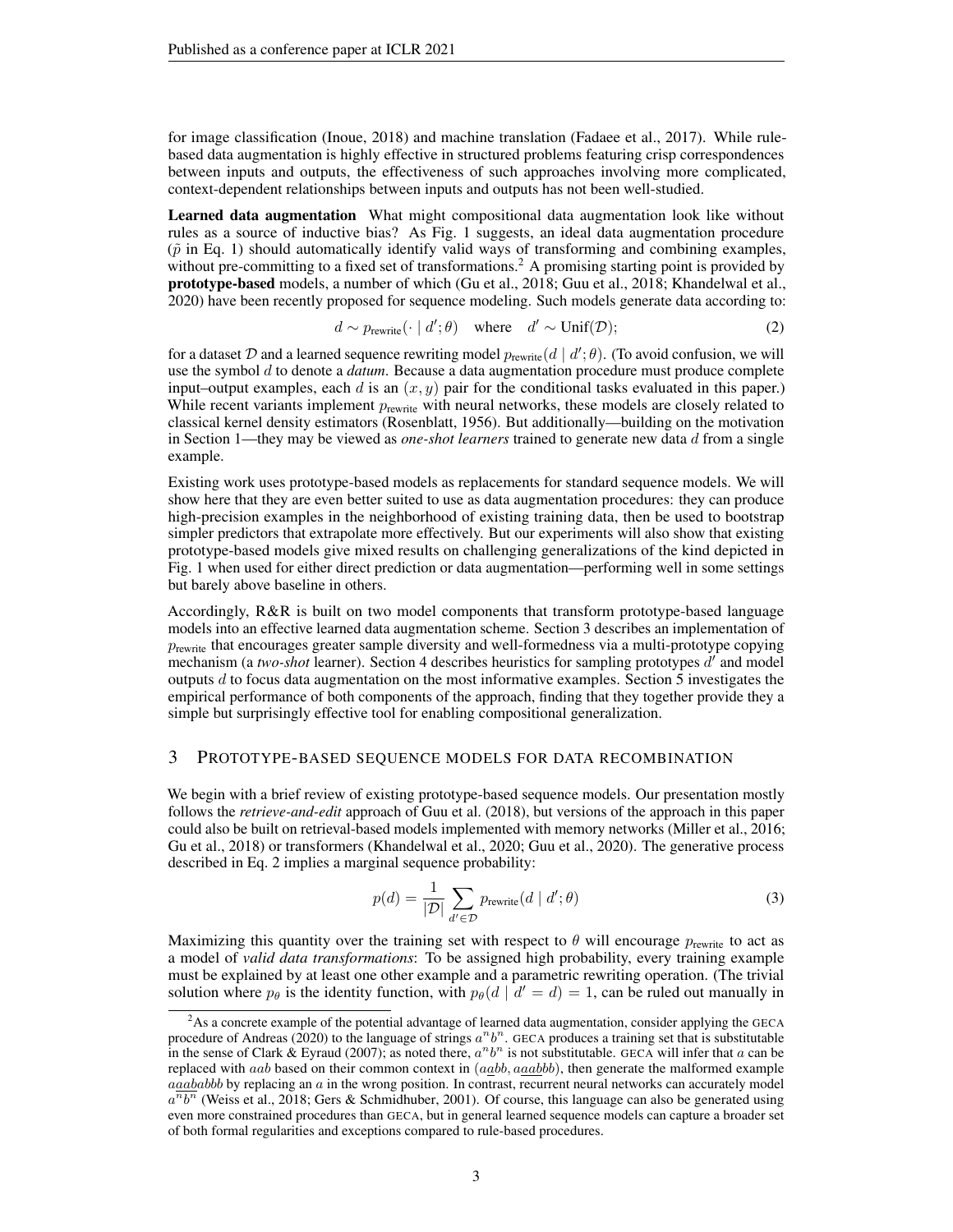for image classification (Inoue, 2018) and machine translation (Fadaee et al., 2017). While rule-based data augmentation is highly effective in structured problems featuring crisp correspondences between inputs and outputs, the effectiveness of such approaches involving more complicated, context-dependent relationships between inputs and outputs has not been well-studied.

**Learned data augmentation** What might compositional data augmentation look like without rules as a source of inductive bias? As Fig. 1 suggests, an ideal data augmentation procedure ($\tilde{p}$ in Eq. 1) should automatically identify valid ways of transforming and combining examples, without pre-committing to a fixed set of transformations.[2] A promising starting point is provided by **prototype-based** models, a number of which (Gu et al., 2018; Guu et al., 2018; Khandelwal et al., 2020) have been recently proposed for sequence modeling. Such models generate data according to:

$$d \sim p_{\text{rewrite}}(\cdot \mid d'; \theta) \quad \text{where} \quad d' \sim \text{Unif}(\mathcal{D}); \tag{2}$$

for a dataset $\mathcal{D}$ and a learned sequence rewriting model $p_{\text{rewrite}}(d \mid d'; \theta)$. (To avoid confusion, we will use the symbol $d$ to denote a *datum*. Because a data augmentation procedure must produce complete input–output examples, each $d$ is an $(x, y)$ pair for the conditional tasks evaluated in this paper.) While recent variants implement $p_{\text{rewrite}}$ with neural networks, these models are closely related to classical kernel density estimators (Rosenblatt, 1956). But additionally—building on the motivation in Section 1—they may be viewed as *one-shot learners* trained to generate new data $d$ from a single example.

Existing work uses prototype-based models as replacements for standard sequence models. We will show here that they are even better suited to use as data augmentation procedures: they can produce high-precision examples in the neighborhood of existing training data, then be used to bootstrap simpler predictors that extrapolate more effectively. But our experiments will also show that existing prototype-based models give mixed results on challenging generalizations of the kind depicted in Fig. 1 when used for either direct prediction or data augmentation—performing well in some settings but barely above baseline in others.

Accordingly, R&R is built on two model components that transform prototype-based language models into an effective learned data augmentation scheme. Section 3 describes an implementation of $p_{\text{rewrite}}$ that encourages greater sample diversity and well-formedness via a multi-prototype copying mechanism (a *two-shot* learner). Section 4 describes heuristics for sampling prototypes $d'$ and model outputs $d$ to focus data augmentation on the most informative examples. Section 5 investigates the empirical performance of both components of the approach, finding that they together provide they a simple but surprisingly effective tool for enabling compositional generalization.

## 3 Prototype-based sequence models for data recombination

We begin with a brief review of existing prototype-based sequence models. Our presentation mostly follows the *retrieve-and-edit* approach of Guu et al. (2018), but versions of the approach in this paper could also be built on retrieval-based models implemented with memory networks (Miller et al., 2016; Gu et al., 2018) or transformers (Khandelwal et al., 2020; Guu et al., 2020). The generative process described in Eq. 2 implies a marginal sequence probability:

$$p(d) = \frac{1}{|\mathcal{D}|} \sum_{d' \in \mathcal{D}} p_{\text{rewrite}}(d \mid d'; \theta) \tag{3}$$

Maximizing this quantity over the training set with respect to $\theta$ will encourage $p_{\text{rewrite}}$ to act as a model of *valid data transformations*: To be assigned high probability, every training example must be explained by at least one other example and a parametric rewriting operation. (The trivial solution where $p_\theta$ is the identity function, with $p_\theta(d \mid d' = d) = 1$, can be ruled out manually in

[2] As a concrete example of the potential advantage of learned data augmentation, consider applying the GECA procedure of Andreas (2020) to the language of strings $a^n b^n$. GECA produces a training set that is substitutable in the sense of Clark & Eyraud (2007); as noted there, $a^n b^n$ is not substitutable. GECA will infer that $a$ can be replaced with $aab$ based on their common context in $(a\underline{a}bb, a\underline{aab}bb)$, then generate the malformed example $a\underline{aab}abbb$ by replacing an $a$ in the wrong position. In contrast, recurrent neural networks can accurately model $a^n b^n$ (Weiss et al., 2018; Gers & Schmidhuber, 2001). Of course, this language can also be generated using even more constrained procedures than GECA, but in general learned sequence models can capture a broader set of both formal regularities and exceptions compared to rule-based procedures.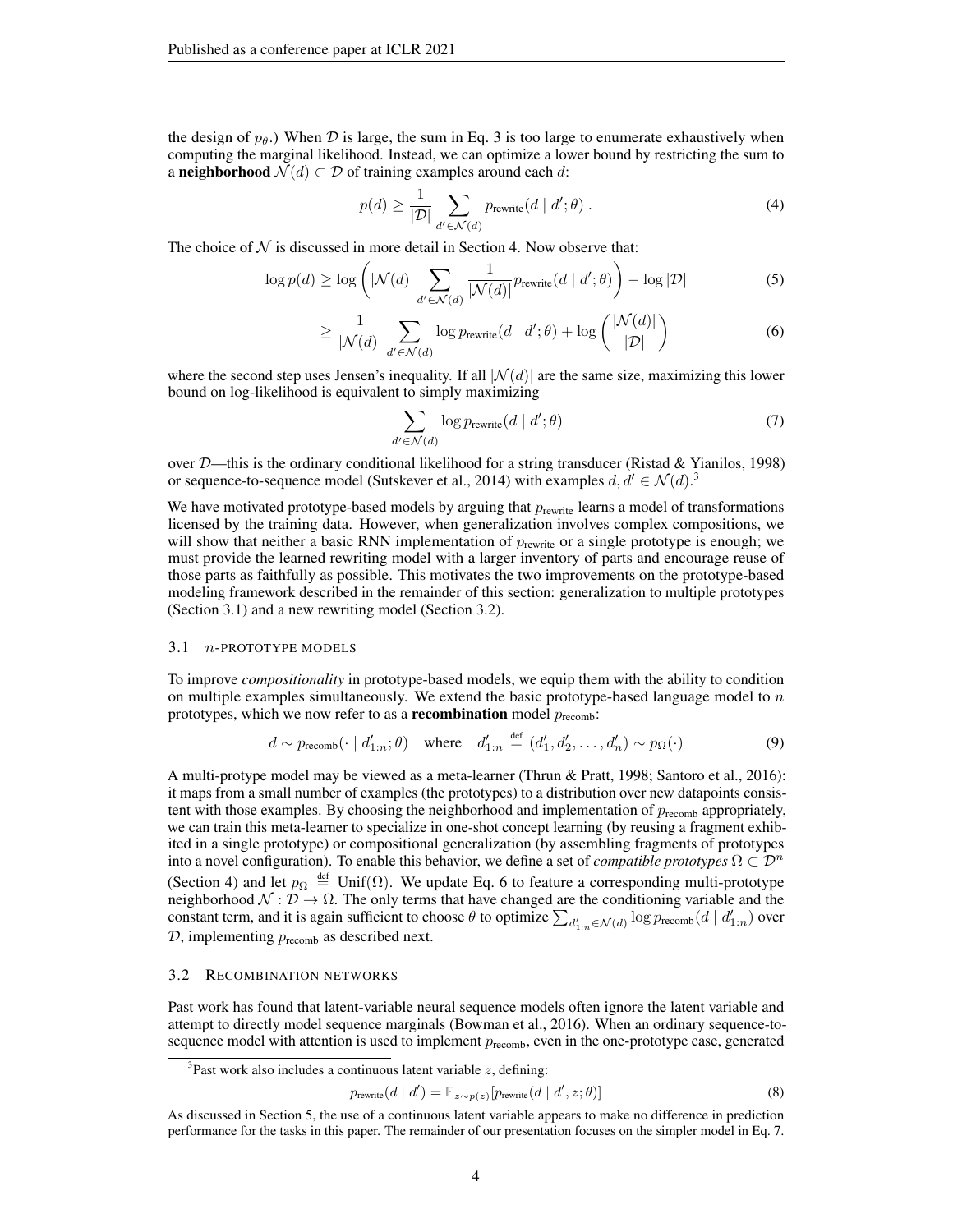the design of $p_\theta$.) When $\mathcal{D}$ is large, the sum in Eq. 3 is too large to enumerate exhaustively when computing the marginal likelihood. Instead, we can optimize a lower bound by restricting the sum to a **neighborhood** $\mathcal{N}(d) \subset \mathcal{D}$ of training examples around each $d$:

$$p(d) \geq \frac{1}{|\mathcal{D}|} \sum_{d' \in \mathcal{N}(d)} p_{\text{rewrite}}(d \mid d'; \theta) \,. \tag{4}$$

The choice of $\mathcal{N}$ is discussed in more detail in Section 4. Now observe that:

$$\log p(d) \geq \log \left( |\mathcal{N}(d)| \sum_{d' \in \mathcal{N}(d)} \frac{1}{|\mathcal{N}(d)|} p_{\text{rewrite}}(d \mid d'; \theta) \right) - \log |\mathcal{D}| \tag{5}$$

$$\geq \frac{1}{|\mathcal{N}(d)|} \sum_{d' \in \mathcal{N}(d)} \log p_{\text{rewrite}}(d \mid d'; \theta) + \log \left( \frac{|\mathcal{N}(d)|}{|\mathcal{D}|} \right) \tag{6}$$

where the second step uses Jensen's inequality. If all $|\mathcal{N}(d)|$ are the same size, maximizing this lower bound on log-likelihood is equivalent to simply maximizing

$$\sum_{d' \in \mathcal{N}(d)} \log p_{\text{rewrite}}(d \mid d'; \theta) \tag{7}$$

over $\mathcal{D}$—this is the ordinary conditional likelihood for a string transducer (Ristad & Yianilos, 1998) or sequence-to-sequence model (Sutskever et al., 2014) with examples $d, d' \in \mathcal{N}(d)$.[3]

We have motivated prototype-based models by arguing that $p_{\text{rewrite}}$ learns a model of transformations licensed by the training data. However, when generalization involves complex compositions, we will show that neither a basic RNN implementation of $p_{\text{rewrite}}$ or a single prototype is enough; we must provide the learned rewriting model with a larger inventory of parts and encourage reuse of those parts as faithfully as possible. This motivates the two improvements on the prototype-based modeling framework described in the remainder of this section: generalization to multiple prototypes (Section 3.1) and a new rewriting model (Section 3.2).

### 3.1 $n$-PROTOTYPE MODELS

To improve *compositionality* in prototype-based models, we equip them with the ability to condition on multiple examples simultaneously. We extend the basic prototype-based language model to $n$ prototypes, which we now refer to as a **recombination** model $p_{\text{recomb}}$:

$$d \sim p_{\text{recomb}}(\cdot \mid d'_{1:n}; \theta) \quad \text{where} \quad d'_{1:n} \stackrel{\text{def}}{=} (d'_1, d'_2, \ldots, d'_n) \sim p_\Omega(\cdot) \tag{9}$$

A multi-protype model may be viewed as a meta-learner (Thrun & Pratt, 1998; Santoro et al., 2016): it maps from a small number of examples (the prototypes) to a distribution over new datapoints consistent with those examples. By choosing the neighborhood and implementation of $p_{\text{recomb}}$ appropriately, we can train this meta-learner to specialize in one-shot concept learning (by reusing a fragment exhibited in a single prototype) or compositional generalization (by assembling fragments of prototypes into a novel configuration). To enable this behavior, we define a set of *compatible prototypes* $\Omega \subset \mathcal{D}^n$ (Section 4) and let $p_\Omega \stackrel{\text{def}}{=} \text{Unif}(\Omega)$. We update Eq. 6 to feature a corresponding multi-prototype neighborhood $\mathcal{N} : \mathcal{D} \to \Omega$. The only terms that have changed are the conditioning variable and the constant term, and it is again sufficient to choose $\theta$ to optimize $\sum_{d'_{1:n} \in \mathcal{N}(d)} \log p_{\text{recomb}}(d \mid d'_{1:n})$ over $\mathcal{D}$, implementing $p_{\text{recomb}}$ as described next.

### 3.2 RECOMBINATION NETWORKS

Past work has found that latent-variable neural sequence models often ignore the latent variable and attempt to directly model sequence marginals (Bowman et al., 2016). When an ordinary sequence-to-sequence model with attention is used to implement $p_{\text{recomb}}$, even in the one-prototype case, generated

[3] Past work also includes a continuous latent variable $z$, defining:

$$p_{\text{rewrite}}(d \mid d') = \mathbb{E}_{z \sim p(z)}[p_{\text{rewrite}}(d \mid d', z; \theta)] \tag{8}$$

As discussed in Section 5, the use of a continuous latent variable appears to make no difference in prediction performance for the tasks in this paper. The remainder of our presentation focuses on the simpler model in Eq. 7.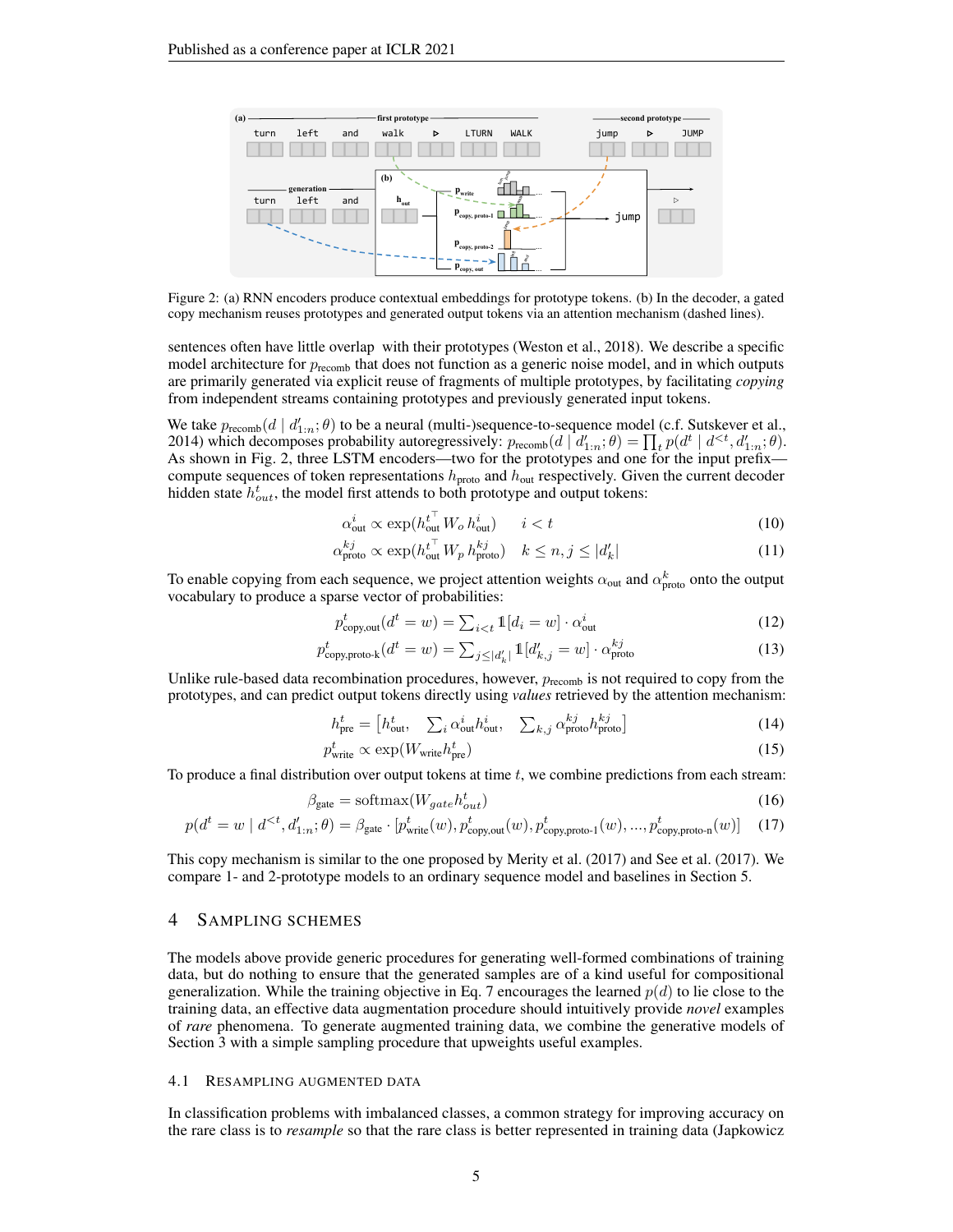Figure 2: (a) RNN encoders produce contextual embeddings for prototype tokens. (b) In the decoder, a gated copy mechanism reuses prototypes and generated output tokens via an attention mechanism (dashed lines).

sentences often have little overlap with their prototypes (Weston et al., 2018). We describe a specific model architecture for $p_{\text{recomb}}$ that does not function as a generic noise model, and in which outputs are primarily generated via explicit reuse of fragments of multiple prototypes, by facilitating *copying* from independent streams containing prototypes and previously generated input tokens.

We take $p_{\text{recomb}}(d \mid d'_{1:n}; \theta)$ to be a neural (multi-)sequence-to-sequence model (c.f. Sutskever et al., 2014) which decomposes probability autoregressively: $p_{\text{recomb}}(d \mid d'_{1:n}; \theta) = \prod_t p(d^t \mid d^{<t}, d'_{1:n}; \theta)$. As shown in Fig. 2, three LSTM encoders—two for the prototypes and one for the input prefix—compute sequences of token representations $h_{\text{proto}}$ and $h_{\text{out}}$ respectively. Given the current decoder hidden state $h^t_{out}$, the model first attends to both prototype and output tokens:

$$\alpha^i_{\text{out}} \propto \exp(h^{t\top}_{\text{out}} W_o \, h^i_{\text{out}}) \qquad i < t \tag{10}$$

$$\alpha^{kj}_{\text{proto}} \propto \exp(h^{t\top}_{\text{out}} W_p \, h^{kj}_{\text{proto}}) \quad k \le n, j \le |d'_k| \tag{11}$$

To enable copying from each sequence, we project attention weights $\alpha_{\text{out}}$ and $\alpha^k_{\text{proto}}$ onto the output vocabulary to produce a sparse vector of probabilities:

$$p^t_{\text{copy,out}}(d^t = w) = \textstyle\sum_{i<t} \mathbb{1}[d_i = w] \cdot \alpha^i_{\text{out}} \tag{12}$$

$$p^t_{\text{copy,proto-k}}(d^t = w) = \textstyle\sum_{j \le |d'_k|} \mathbb{1}[d'_{k,j} = w] \cdot \alpha^{kj}_{\text{proto}} \tag{13}$$

Unlike rule-based data recombination procedures, however, $p_{\text{recomb}}$ is not required to copy from the prototypes, and can predict output tokens directly using *values* retrieved by the attention mechanism:

$$h^t_{\text{pre}} = \left[h^t_{\text{out}}, \quad \textstyle\sum_i \alpha^i_{\text{out}} h^i_{\text{out}}, \quad \textstyle\sum_{k,j} \alpha^{kj}_{\text{proto}} h^{kj}_{\text{proto}}\right] \tag{14}$$

$$p^t_{\text{write}} \propto \exp(W_{\text{write}} h^t_{\text{pre}}) \tag{15}$$

To produce a final distribution over output tokens at time $t$, we combine predictions from each stream:

$$\beta_{\text{gate}} = \text{softmax}(W_{gate} h^t_{out}) \tag{16}$$

$$p(d^t = w \mid d^{<t}, d'_{1:n}; \theta) = \beta_{\text{gate}} \cdot [p^t_{\text{write}}(w), p^t_{\text{copy,out}}(w), p^t_{\text{copy,proto-1}}(w), ..., p^t_{\text{copy,proto-n}}(w)] \tag{17}$$

This copy mechanism is similar to the one proposed by Merity et al. (2017) and See et al. (2017). We compare 1- and 2-prototype models to an ordinary sequence model and baselines in Section 5.

# 4 Sampling Schemes

The models above provide generic procedures for generating well-formed combinations of training data, but do nothing to ensure that the generated samples are of a kind useful for compositional generalization. While the training objective in Eq. 7 encourages the learned $p(d)$ to lie close to the training data, an effective data augmentation procedure should intuitively provide *novel* examples of *rare* phenomena. To generate augmented training data, we combine the generative models of Section 3 with a simple sampling procedure that upweights useful examples.

## 4.1 Resampling Augmented Data

In classification problems with imbalanced classes, a common strategy for improving accuracy on the rare class is to *resample* so that the rare class is better represented in training data (Japkowicz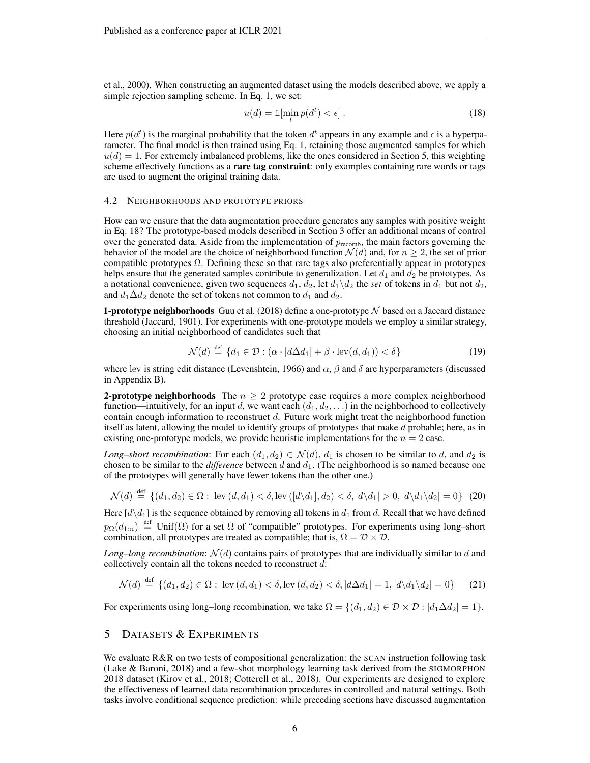et al., 2000). When constructing an augmented dataset using the models described above, we apply a simple rejection sampling scheme. In Eq. 1, we set:

$$u(d) = \mathbb{1}[\min_t p(d^t) < \epsilon] \, . \tag{18}$$

Here $p(d^t)$ is the marginal probability that the token $d^t$ appears in any example and $\epsilon$ is a hyperparameter. The final model is then trained using Eq. 1, retaining those augmented samples for which $u(d) = 1$. For extremely imbalanced problems, like the ones considered in Section 5, this weighting scheme effectively functions as a **rare tag constraint**: only examples containing rare words or tags are used to augment the original training data.

### 4.2 Neighborhoods and prototype priors

How can we ensure that the data augmentation procedure generates any samples with positive weight in Eq. 18? The prototype-based models described in Section 3 offer an additional means of control over the generated data. Aside from the implementation of $p_{\text{recomb}}$, the main factors governing the behavior of the model are the choice of neighborhood function $\mathcal{N}(d)$ and, for $n \geq 2$, the set of prior compatible prototypes $\Omega$. Defining these so that rare tags also preferentially appear in prototypes helps ensure that the generated samples contribute to generalization. Let $d_1$ and $d_2$ be prototypes. As a notational convenience, given two sequences $d_1$, $d_2$, let $d_1 \backslash d_2$ the *set* of tokens in $d_1$ but not $d_2$, and $d_1 \Delta d_2$ denote the set of tokens not common to $d_1$ and $d_2$.

**1-prototype neighborhoods** Guu et al. (2018) define a one-prototype $\mathcal{N}$ based on a Jaccard distance threshold (Jaccard, 1901). For experiments with one-prototype models we employ a similar strategy, choosing an initial neighborhood of candidates such that

$$\mathcal{N}(d) \stackrel{\text{def}}{=} \{d_1 \in \mathcal{D} : (\alpha \cdot |d \Delta d_1| + \beta \cdot \text{lev}(d, d_1)) < \delta\} \tag{19}$$

where lev is string edit distance (Levenshtein, 1966) and $\alpha$, $\beta$ and $\delta$ are hyperparameters (discussed in Appendix B).

**2-prototype neighborhoods** The $n \geq 2$ prototype case requires a more complex neighborhood function—intuitively, for an input $d$, we want each $(d_1, d_2, \ldots)$ in the neighborhood to collectively contain enough information to reconstruct $d$. Future work might treat the neighborhood function itself as latent, allowing the model to identify groups of prototypes that make $d$ probable; here, as in existing one-prototype models, we provide heuristic implementations for the $n = 2$ case.

*Long–short recombination*: For each $(d_1, d_2) \in \mathcal{N}(d)$, $d_1$ is chosen to be similar to $d$, and $d_2$ is chosen to be similar to the *difference* between $d$ and $d_1$. (The neighborhood is so named because one of the prototypes will generally have fewer tokens than the other one.)

$$\mathcal{N}(d) \stackrel{\text{def}}{=} \{(d_1, d_2) \in \Omega : \text{ lev}\,(d, d_1) < \delta, \text{lev}\,([d \backslash d_1], d_2) < \delta, |d \backslash d_1| > 0, |d \backslash d_1 \backslash d_2| = 0\} \tag{20}$$

Here $[d \backslash d_1]$ is the sequence obtained by removing all tokens in $d_1$ from $d$. Recall that we have defined $p_\Omega(d_{1:n}) \stackrel{\text{def}}{=} \text{Unif}(\Omega)$ for a set $\Omega$ of "compatible" prototypes. For experiments using long–short combination, all prototypes are treated as compatible; that is, $\Omega = \mathcal{D} \times \mathcal{D}$.

*Long–long recombination*: $\mathcal{N}(d)$ contains pairs of prototypes that are individually similar to $d$ and collectively contain all the tokens needed to reconstruct $d$:

$$\mathcal{N}(d) \stackrel{\text{def}}{=} \{(d_1, d_2) \in \Omega : \text{ lev}\,(d, d_1) < \delta, \text{lev}\,(d, d_2) < \delta, |d \Delta d_1| = 1, |d \backslash d_1 \backslash d_2| = 0\} \tag{21}$$

For experiments using long–long recombination, we take $\Omega = \{(d_1, d_2) \in \mathcal{D} \times \mathcal{D} : |d_1 \Delta d_2| = 1\}$.

## 5 Datasets & Experiments

We evaluate R&R on two tests of compositional generalization: the SCAN instruction following task (Lake & Baroni, 2018) and a few-shot morphology learning task derived from the SIGMORPHON 2018 dataset (Kirov et al., 2018; Cotterell et al., 2018). Our experiments are designed to explore the effectiveness of learned data recombination procedures in controlled and natural settings. Both tasks involve conditional sequence prediction: while preceding sections have discussed augmentation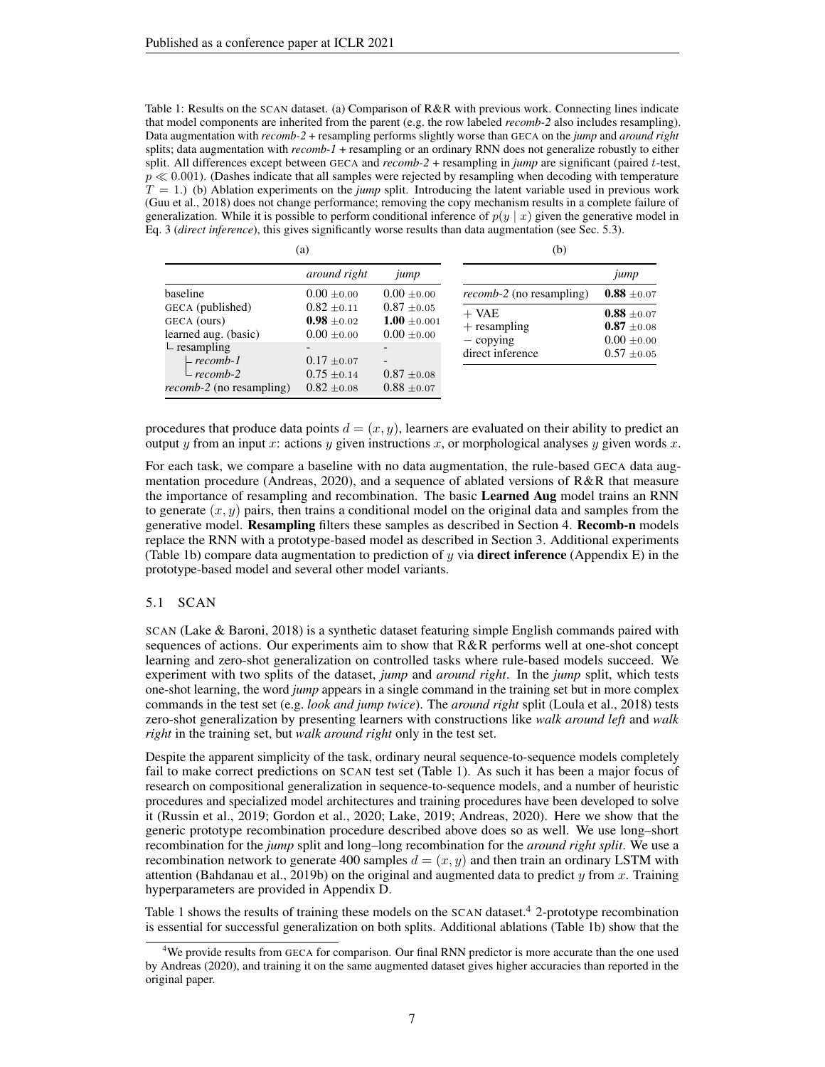Table 1: Results on the SCAN dataset. (a) Comparison of R&R with previous work. Connecting lines indicate that model components are inherited from the parent (e.g. the row labeled *recomb-2* also includes resampling). Data augmentation with *recomb-2* + resampling performs slightly worse than GECA on the *jump* and *around right* splits; data augmentation with *recomb-1* + resampling or an ordinary RNN does not generalize robustly to either split. All differences except between GECA and *recomb-2* + resampling in *jump* are significant (paired $t$-test, $p \ll 0.001$). (Dashes indicate that all samples were rejected by resampling when decoding with temperature $T = 1$.) (b) Ablation experiments on the *jump* split. Introducing the latent variable used in previous work (Guu et al., 2018) does not change performance; removing the copy mechanism results in a complete failure of generalization. While it is possible to perform conditional inference of $p(y \mid x)$ given the generative model in Eq. 3 (*direct inference*), this gives significantly worse results than data augmentation (see Sec. 5.3).

(a)

| | *around right* | *jump* |
|---|---|---|
| baseline | $0.00 \pm 0.00$ | $0.00 \pm 0.00$ |
| GECA (published) | $0.82 \pm 0.11$ | $0.87 \pm 0.05$ |
| GECA (ours) | $\mathbf{0.98} \pm 0.02$ | $\mathbf{1.00} \pm 0.001$ |
| learned aug. (basic) | $0.00 \pm 0.00$ | $0.00 \pm 0.00$ |
| └ resampling | - | - |
|   ├ *recomb-1* | $0.17 \pm 0.07$ | - |
|   └ *recomb-2* | $0.75 \pm 0.14$ | $0.87 \pm 0.08$ |
| *recomb-2* (no resampling) | $0.82 \pm 0.08$ | $0.88 \pm 0.07$ |

(b)

| | *jump* |
|---|---|
| *recomb-2* (no resampling) | $\mathbf{0.88} \pm 0.07$ |
| + VAE | $\mathbf{0.88} \pm 0.07$ |
| + resampling | $\mathbf{0.87} \pm 0.08$ |
| − copying | $0.00 \pm 0.00$ |
| direct inference | $0.57 \pm 0.05$ |

procedures that produce data points $d = (x, y)$, learners are evaluated on their ability to predict an output $y$ from an input $x$: actions $y$ given instructions $x$, or morphological analyses $y$ given words $x$.

For each task, we compare a baseline with no data augmentation, the rule-based GECA data augmentation procedure (Andreas, 2020), and a sequence of ablated versions of R&R that measure the importance of resampling and recombination. The basic **Learned Aug** model trains an RNN to generate $(x, y)$ pairs, then trains a conditional model on the original data and samples from the generative model. **Resampling** filters these samples as described in Section 4. **Recomb-n** models replace the RNN with a prototype-based model as described in Section 3. Additional experiments (Table 1b) compare data augmentation to prediction of $y$ via **direct inference** (Appendix E) in the prototype-based model and several other model variants.

### 5.1 SCAN

SCAN (Lake & Baroni, 2018) is a synthetic dataset featuring simple English commands paired with sequences of actions. Our experiments aim to show that R&R performs well at one-shot concept learning and zero-shot generalization on controlled tasks where rule-based models succeed. We experiment with two splits of the dataset, *jump* and *around right*. In the *jump* split, which tests one-shot learning, the word *jump* appears in a single command in the training set but in more complex commands in the test set (e.g. *look and jump twice*). The *around right* split (Loula et al., 2018) tests zero-shot generalization by presenting learners with constructions like *walk around left* and *walk right* in the training set, but *walk around right* only in the test set.

Despite the apparent simplicity of the task, ordinary neural sequence-to-sequence models completely fail to make correct predictions on SCAN test set (Table 1). As such it has been a major focus of research on compositional generalization in sequence-to-sequence models, and a number of heuristic procedures and specialized model architectures and training procedures have been developed to solve it (Russin et al., 2019; Gordon et al., 2020; Lake, 2019; Andreas, 2020). Here we show that the generic prototype recombination procedure described above does so as well. We use long–short recombination for the *jump* split and long–long recombination for the *around right split*. We use a recombination network to generate 400 samples $d = (x, y)$ and then train an ordinary LSTM with attention (Bahdanau et al., 2019b) on the original and augmented data to predict $y$ from $x$. Training hyperparameters are provided in Appendix D.

Table 1 shows the results of training these models on the SCAN dataset.[4] 2-prototype recombination is essential for successful generalization on both splits. Additional ablations (Table 1b) show that the

[4] We provide results from GECA for comparison. Our final RNN predictor is more accurate than the one used by Andreas (2020), and training it on the same augmented dataset gives higher accuracies than reported in the original paper.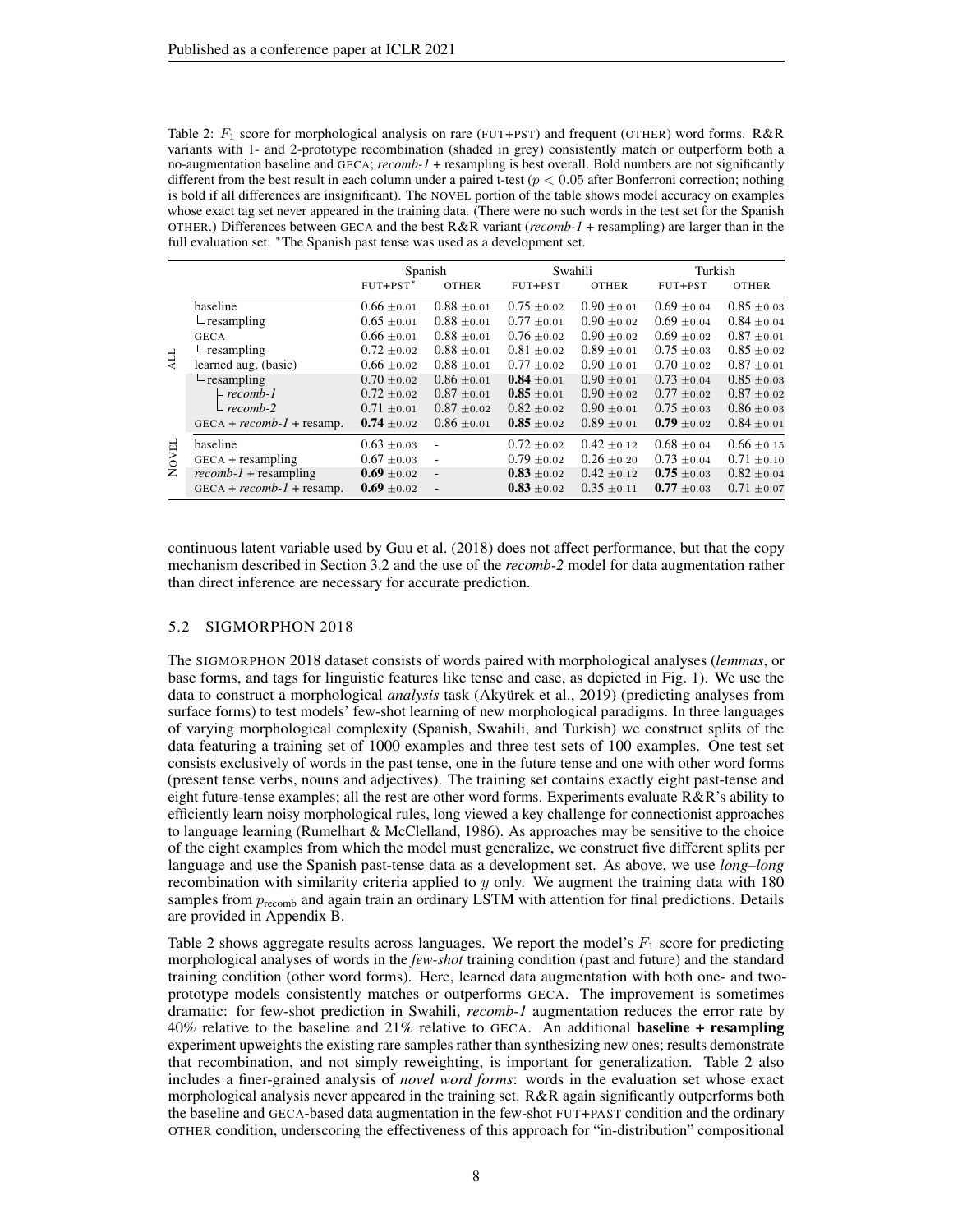Table 2: $F_1$ score for morphological analysis on rare (FUT+PST) and frequent (OTHER) word forms. R&R variants with 1- and 2-prototype recombination (shaded in grey) consistently match or outperform both a no-augmentation baseline and GECA; *recomb-1* + resampling is best overall. Bold numbers are not significantly different from the best result in each column under a paired t-test ($p < 0.05$ after Bonferroni correction; nothing is bold if all differences are insignificant). The NOVEL portion of the table shows model accuracy on examples whose exact tag set never appeared in the training data. (There were no such words in the test set for the Spanish OTHER.) Differences between GECA and the best R&R variant (*recomb-1* + resampling) are larger than in the full evaluation set. *The Spanish past tense was used as a development set.

| | | Spanish | | Swahili | | Turkish | |
|---|---|---|---|---|---|---|---|
| | | FUT+PST* | OTHER | FUT+PST | OTHER | FUT+PST | OTHER |
| ALL | baseline | $0.66 \pm 0.01$ | $0.88 \pm 0.01$ | $0.75 \pm 0.02$ | $0.90 \pm 0.01$ | $0.69 \pm 0.04$ | $0.85 \pm 0.03$ |
| | └ resampling | $0.65 \pm 0.01$ | $0.88 \pm 0.01$ | $0.77 \pm 0.01$ | $0.90 \pm 0.02$ | $0.69 \pm 0.04$ | $0.84 \pm 0.04$ |
| | GECA | $0.66 \pm 0.01$ | $0.88 \pm 0.01$ | $0.76 \pm 0.02$ | $0.90 \pm 0.02$ | $0.69 \pm 0.02$ | $0.87 \pm 0.01$ |
| | └ resampling | $0.72 \pm 0.02$ | $0.88 \pm 0.01$ | $0.81 \pm 0.02$ | $0.89 \pm 0.01$ | $0.75 \pm 0.03$ | $0.85 \pm 0.02$ |
| | learned aug. (basic) | $0.66 \pm 0.02$ | $0.88 \pm 0.01$ | $0.77 \pm 0.02$ | $0.90 \pm 0.01$ | $0.70 \pm 0.02$ | $0.87 \pm 0.01$ |
| | └ resampling | $0.70 \pm 0.02$ | $0.86 \pm 0.01$ | **$0.84 \pm 0.01$** | $0.90 \pm 0.01$ | $0.73 \pm 0.04$ | $0.85 \pm 0.03$ |
| | ├ *recomb-1* | $0.72 \pm 0.02$ | $0.87 \pm 0.01$ | **$0.85 \pm 0.01$** | $0.90 \pm 0.02$ | $0.77 \pm 0.02$ | $0.87 \pm 0.02$ |
| | └ *recomb-2* | $0.71 \pm 0.01$ | $0.87 \pm 0.02$ | $0.82 \pm 0.02$ | $0.90 \pm 0.01$ | $0.75 \pm 0.03$ | $0.86 \pm 0.03$ |
| | GECA + *recomb-1* + resamp. | **$0.74 \pm 0.02$** | $0.86 \pm 0.01$ | **$0.85 \pm 0.02$** | $0.89 \pm 0.01$ | **$0.79 \pm 0.02$** | $0.84 \pm 0.01$ |
| NOVEL | baseline | $0.63 \pm 0.03$ | - | $0.72 \pm 0.02$ | $0.42 \pm 0.12$ | $0.68 \pm 0.04$ | $0.66 \pm 0.15$ |
| | GECA + resampling | $0.67 \pm 0.03$ | - | $0.79 \pm 0.02$ | $0.26 \pm 0.20$ | $0.73 \pm 0.04$ | $0.71 \pm 0.10$ |
| | *recomb-1* + resampling | **$0.69 \pm 0.02$** | - | **$0.83 \pm 0.02$** | $0.42 \pm 0.12$ | **$0.75 \pm 0.03$** | $0.82 \pm 0.04$ |
| | GECA + *recomb-1* + resamp. | **$0.69 \pm 0.02$** | - | **$0.83 \pm 0.02$** | $0.35 \pm 0.11$ | **$0.77 \pm 0.03$** | $0.71 \pm 0.07$ |

continuous latent variable used by Guu et al. (2018) does not affect performance, but that the copy mechanism described in Section 3.2 and the use of the *recomb-2* model for data augmentation rather than direct inference are necessary for accurate prediction.

### 5.2 SIGMORPHON 2018

The SIGMORPHON 2018 dataset consists of words paired with morphological analyses (*lemmas*, or base forms, and tags for linguistic features like tense and case, as depicted in Fig. 1). We use the data to construct a morphological *analysis* task (Akyürek et al., 2019) (predicting analyses from surface forms) to test models' few-shot learning of new morphological paradigms. In three languages of varying morphological complexity (Spanish, Swahili, and Turkish) we construct splits of the data featuring a training set of 1000 examples and three test sets of 100 examples. One test set consists exclusively of words in the past tense, one in the future tense and one with other word forms (present tense verbs, nouns and adjectives). The training set contains exactly eight past-tense and eight future-tense examples; all the rest are other word forms. Experiments evaluate R&R's ability to efficiently learn noisy morphological rules, long viewed a key challenge for connectionist approaches to language learning (Rumelhart & McClelland, 1986). As approaches may be sensitive to the choice of the eight examples from which the model must generalize, we construct five different splits per language and use the Spanish past-tense data as a development set. As above, we use *long–long* recombination with similarity criteria applied to $y$ only. We augment the training data with 180 samples from $p_{\text{recomb}}$ and again train an ordinary LSTM with attention for final predictions. Details are provided in Appendix B.

Table 2 shows aggregate results across languages. We report the model's $F_1$ score for predicting morphological analyses of words in the *few-shot* training condition (past and future) and the standard training condition (other word forms). Here, learned data augmentation with both one- and two-prototype models consistently matches or outperforms GECA. The improvement is sometimes dramatic: for few-shot prediction in Swahili, *recomb-1* augmentation reduces the error rate by 40% relative to the baseline and 21% relative to GECA. An additional **baseline + resampling** experiment upweights the existing rare samples rather than synthesizing new ones; results demonstrate that recombination, and not simply reweighting, is important for generalization. Table 2 also includes a finer-grained analysis of *novel word forms*: words in the evaluation set whose exact morphological analysis never appeared in the training set. R&R again significantly outperforms both the baseline and GECA-based data augmentation in the few-shot FUT+PAST condition and the ordinary OTHER condition, underscoring the effectiveness of this approach for "in-distribution" compositional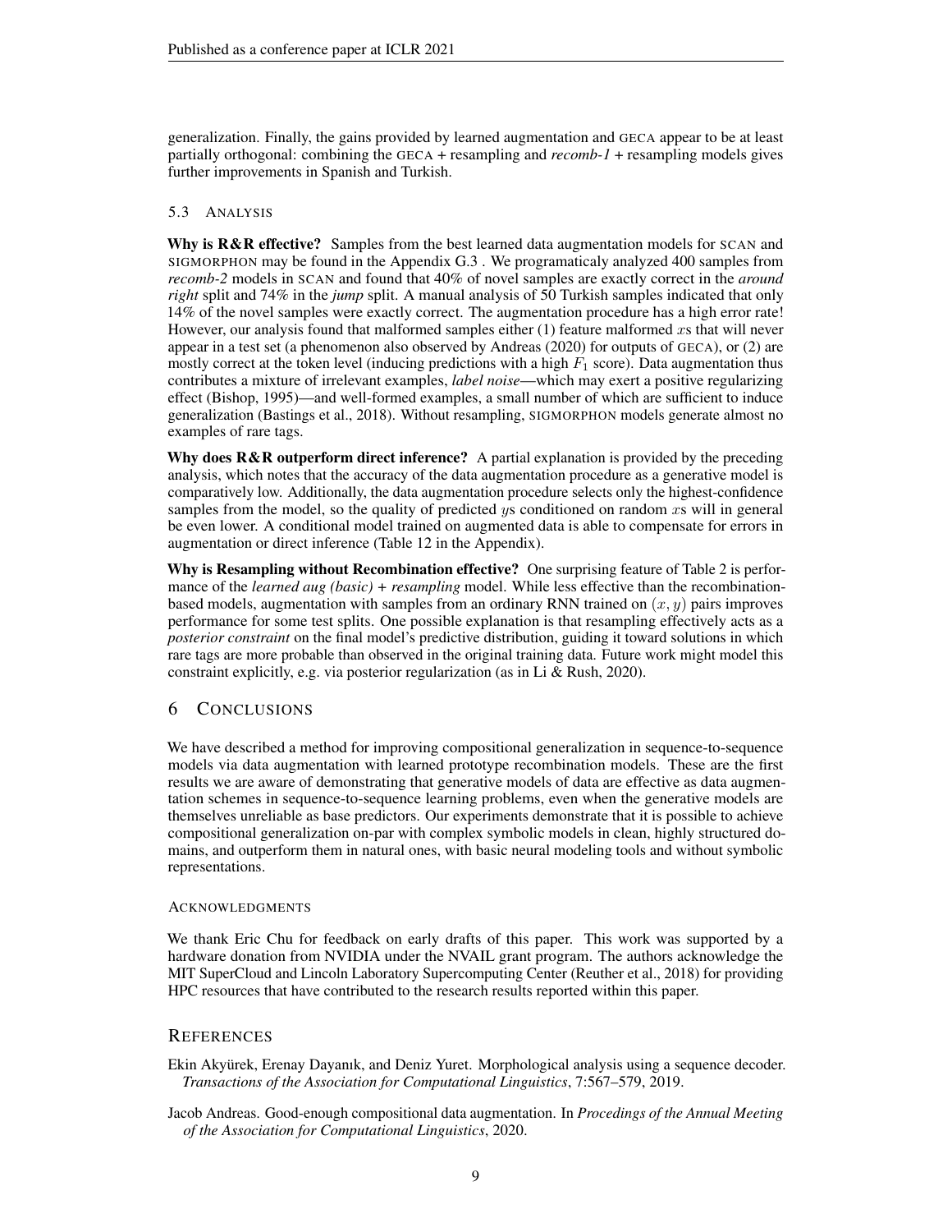generalization. Finally, the gains provided by learned augmentation and GECA appear to be at least partially orthogonal: combining the GECA + resampling and *recomb-1* + resampling models gives further improvements in Spanish and Turkish.

### 5.3 Analysis

**Why is R&R effective?** Samples from the best learned data augmentation models for SCAN and SIGMORPHON may be found in the Appendix G.3 . We programaticaly analyzed 400 samples from *recomb-2* models in SCAN and found that 40% of novel samples are exactly correct in the *around right* split and 74% in the *jump* split. A manual analysis of 50 Turkish samples indicated that only 14% of the novel samples were exactly correct. The augmentation procedure has a high error rate! However, our analysis found that malformed samples either (1) feature malformed $x$s that will never appear in a test set (a phenomenon also observed by Andreas (2020) for outputs of GECA), or (2) are mostly correct at the token level (inducing predictions with a high $F_1$ score). Data augmentation thus contributes a mixture of irrelevant examples, *label noise*—which may exert a positive regularizing effect (Bishop, 1995)—and well-formed examples, a small number of which are sufficient to induce generalization (Bastings et al., 2018). Without resampling, SIGMORPHON models generate almost no examples of rare tags.

**Why does R&R outperform direct inference?** A partial explanation is provided by the preceding analysis, which notes that the accuracy of the data augmentation procedure as a generative model is comparatively low. Additionally, the data augmentation procedure selects only the highest-confidence samples from the model, so the quality of predicted $y$s conditioned on random $x$s will in general be even lower. A conditional model trained on augmented data is able to compensate for errors in augmentation or direct inference (Table 12 in the Appendix).

**Why is Resampling without Recombination effective?** One surprising feature of Table 2 is performance of the *learned aug (basic) + resampling* model. While less effective than the recombination-based models, augmentation with samples from an ordinary RNN trained on $(x, y)$ pairs improves performance for some test splits. One possible explanation is that resampling effectively acts as a *posterior constraint* on the final model's predictive distribution, guiding it toward solutions in which rare tags are more probable than observed in the original training data. Future work might model this constraint explicitly, e.g. via posterior regularization (as in Li & Rush, 2020).

## 6 Conclusions

We have described a method for improving compositional generalization in sequence-to-sequence models via data augmentation with learned prototype recombination models. These are the first results we are aware of demonstrating that generative models of data are effective as data augmentation schemes in sequence-to-sequence learning problems, even when the generative models are themselves unreliable as base predictors. Our experiments demonstrate that it is possible to achieve compositional generalization on-par with complex symbolic models in clean, highly structured domains, and outperform them in natural ones, with basic neural modeling tools and without symbolic representations.

#### Acknowledgments

We thank Eric Chu for feedback on early drafts of this paper. This work was supported by a hardware donation from NVIDIA under the NVAIL grant program. The authors acknowledge the MIT SuperCloud and Lincoln Laboratory Supercomputing Center (Reuther et al., 2018) for providing HPC resources that have contributed to the research results reported within this paper.

## References

Ekin Akyürek, Erenay Dayanık, and Deniz Yuret. Morphological analysis using a sequence decoder. *Transactions of the Association for Computational Linguistics*, 7:567–579, 2019.

Jacob Andreas. Good-enough compositional data augmentation. In *Procedings of the Annual Meeting of the Association for Computational Linguistics*, 2020.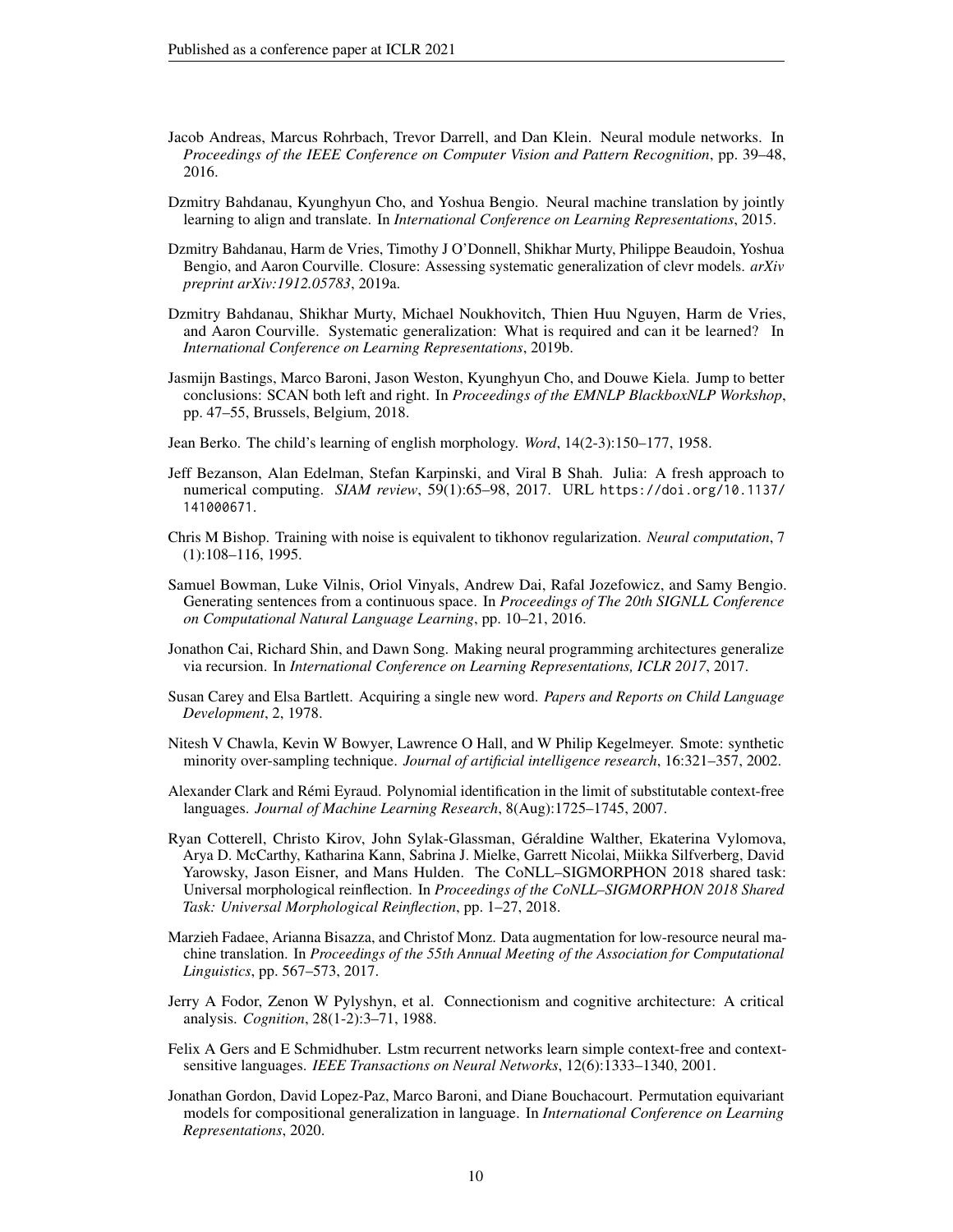Jacob Andreas, Marcus Rohrbach, Trevor Darrell, and Dan Klein. Neural module networks. In *Proceedings of the IEEE Conference on Computer Vision and Pattern Recognition*, pp. 39–48, 2016.

Dzmitry Bahdanau, Kyunghyun Cho, and Yoshua Bengio. Neural machine translation by jointly learning to align and translate. In *International Conference on Learning Representations*, 2015.

Dzmitry Bahdanau, Harm de Vries, Timothy J O'Donnell, Shikhar Murty, Philippe Beaudoin, Yoshua Bengio, and Aaron Courville. Closure: Assessing systematic generalization of clevr models. *arXiv preprint arXiv:1912.05783*, 2019a.

Dzmitry Bahdanau, Shikhar Murty, Michael Noukhovitch, Thien Huu Nguyen, Harm de Vries, and Aaron Courville. Systematic generalization: What is required and can it be learned? In *International Conference on Learning Representations*, 2019b.

Jasmijn Bastings, Marco Baroni, Jason Weston, Kyunghyun Cho, and Douwe Kiela. Jump to better conclusions: SCAN both left and right. In *Proceedings of the EMNLP BlackboxNLP Workshop*, pp. 47–55, Brussels, Belgium, 2018.

Jean Berko. The child's learning of english morphology. *Word*, 14(2-3):150–177, 1958.

Jeff Bezanson, Alan Edelman, Stefan Karpinski, and Viral B Shah. Julia: A fresh approach to numerical computing. *SIAM review*, 59(1):65–98, 2017. URL https://doi.org/10.1137/141000671.

Chris M Bishop. Training with noise is equivalent to tikhonov regularization. *Neural computation*, 7 (1):108–116, 1995.

Samuel Bowman, Luke Vilnis, Oriol Vinyals, Andrew Dai, Rafal Jozefowicz, and Samy Bengio. Generating sentences from a continuous space. In *Proceedings of The 20th SIGNLL Conference on Computational Natural Language Learning*, pp. 10–21, 2016.

Jonathon Cai, Richard Shin, and Dawn Song. Making neural programming architectures generalize via recursion. In *International Conference on Learning Representations, ICLR 2017*, 2017.

Susan Carey and Elsa Bartlett. Acquiring a single new word. *Papers and Reports on Child Language Development*, 2, 1978.

Nitesh V Chawla, Kevin W Bowyer, Lawrence O Hall, and W Philip Kegelmeyer. Smote: synthetic minority over-sampling technique. *Journal of artificial intelligence research*, 16:321–357, 2002.

Alexander Clark and Rémi Eyraud. Polynomial identification in the limit of substitutable context-free languages. *Journal of Machine Learning Research*, 8(Aug):1725–1745, 2007.

Ryan Cotterell, Christo Kirov, John Sylak-Glassman, Géraldine Walther, Ekaterina Vylomova, Arya D. McCarthy, Katharina Kann, Sabrina J. Mielke, Garrett Nicolai, Miikka Silfverberg, David Yarowsky, Jason Eisner, and Mans Hulden. The CoNLL–SIGMORPHON 2018 shared task: Universal morphological reinflection. In *Proceedings of the CoNLL–SIGMORPHON 2018 Shared Task: Universal Morphological Reinflection*, pp. 1–27, 2018.

Marzieh Fadaee, Arianna Bisazza, and Christof Monz. Data augmentation for low-resource neural machine translation. In *Proceedings of the 55th Annual Meeting of the Association for Computational Linguistics*, pp. 567–573, 2017.

Jerry A Fodor, Zenon W Pylyshyn, et al. Connectionism and cognitive architecture: A critical analysis. *Cognition*, 28(1-2):3–71, 1988.

Felix A Gers and E Schmidhuber. Lstm recurrent networks learn simple context-free and context-sensitive languages. *IEEE Transactions on Neural Networks*, 12(6):1333–1340, 2001.

Jonathan Gordon, David Lopez-Paz, Marco Baroni, and Diane Bouchacourt. Permutation equivariant models for compositional generalization in language. In *International Conference on Learning Representations*, 2020.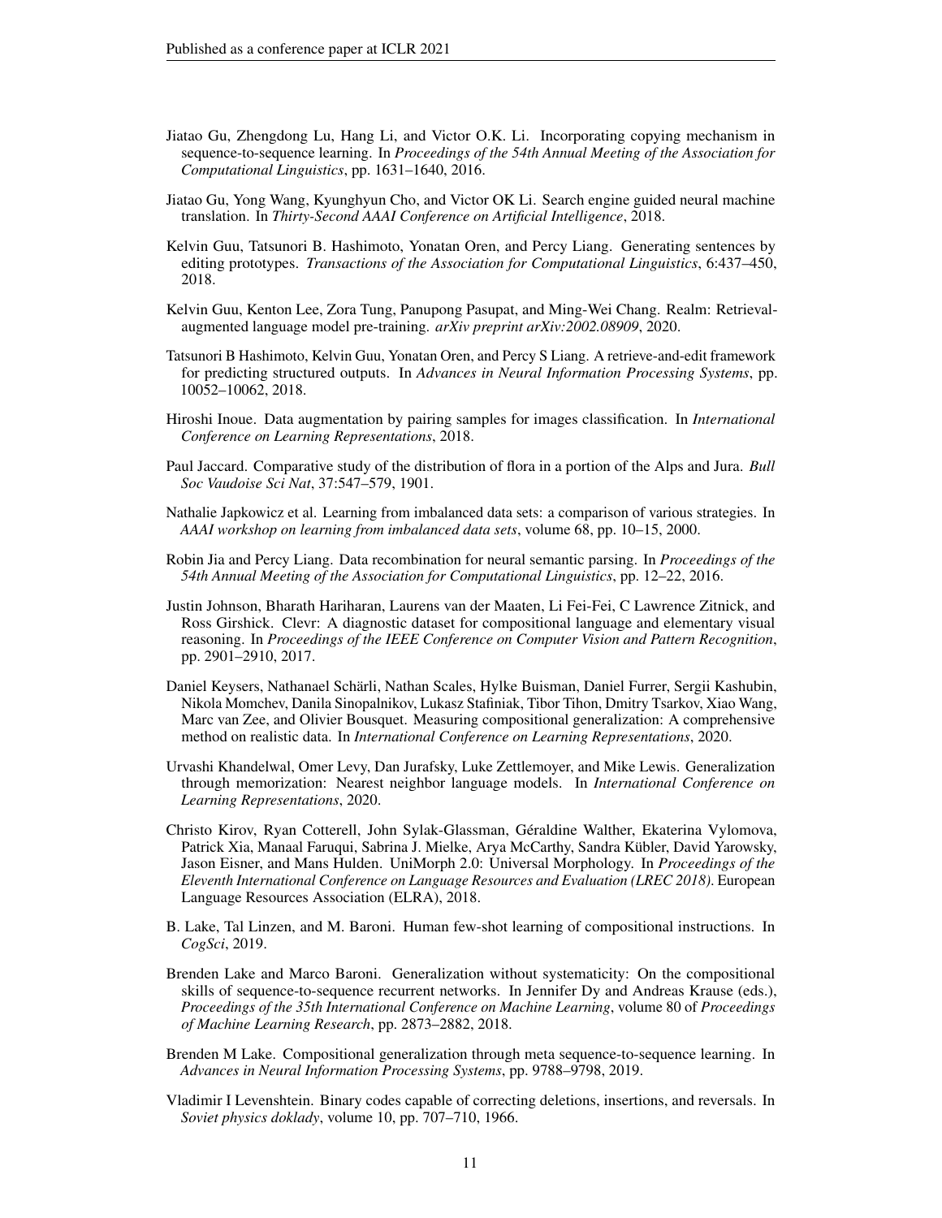Jiatao Gu, Zhengdong Lu, Hang Li, and Victor O.K. Li. Incorporating copying mechanism in sequence-to-sequence learning. In *Proceedings of the 54th Annual Meeting of the Association for Computational Linguistics*, pp. 1631–1640, 2016.

Jiatao Gu, Yong Wang, Kyunghyun Cho, and Victor OK Li. Search engine guided neural machine translation. In *Thirty-Second AAAI Conference on Artificial Intelligence*, 2018.

Kelvin Guu, Tatsunori B. Hashimoto, Yonatan Oren, and Percy Liang. Generating sentences by editing prototypes. *Transactions of the Association for Computational Linguistics*, 6:437–450, 2018.

Kelvin Guu, Kenton Lee, Zora Tung, Panupong Pasupat, and Ming-Wei Chang. Realm: Retrieval-augmented language model pre-training. *arXiv preprint arXiv:2002.08909*, 2020.

Tatsunori B Hashimoto, Kelvin Guu, Yonatan Oren, and Percy S Liang. A retrieve-and-edit framework for predicting structured outputs. In *Advances in Neural Information Processing Systems*, pp. 10052–10062, 2018.

Hiroshi Inoue. Data augmentation by pairing samples for images classification. In *International Conference on Learning Representations*, 2018.

Paul Jaccard. Comparative study of the distribution of flora in a portion of the Alps and Jura. *Bull Soc Vaudoise Sci Nat*, 37:547–579, 1901.

Nathalie Japkowicz et al. Learning from imbalanced data sets: a comparison of various strategies. In *AAAI workshop on learning from imbalanced data sets*, volume 68, pp. 10–15, 2000.

Robin Jia and Percy Liang. Data recombination for neural semantic parsing. In *Proceedings of the 54th Annual Meeting of the Association for Computational Linguistics*, pp. 12–22, 2016.

Justin Johnson, Bharath Hariharan, Laurens van der Maaten, Li Fei-Fei, C Lawrence Zitnick, and Ross Girshick. Clevr: A diagnostic dataset for compositional language and elementary visual reasoning. In *Proceedings of the IEEE Conference on Computer Vision and Pattern Recognition*, pp. 2901–2910, 2017.

Daniel Keysers, Nathanael Schärli, Nathan Scales, Hylke Buisman, Daniel Furrer, Sergii Kashubin, Nikola Momchev, Danila Sinopalnikov, Lukasz Stafiniak, Tibor Tihon, Dmitry Tsarkov, Xiao Wang, Marc van Zee, and Olivier Bousquet. Measuring compositional generalization: A comprehensive method on realistic data. In *International Conference on Learning Representations*, 2020.

Urvashi Khandelwal, Omer Levy, Dan Jurafsky, Luke Zettlemoyer, and Mike Lewis. Generalization through memorization: Nearest neighbor language models. In *International Conference on Learning Representations*, 2020.

Christo Kirov, Ryan Cotterell, John Sylak-Glassman, Géraldine Walther, Ekaterina Vylomova, Patrick Xia, Manaal Faruqui, Sabrina J. Mielke, Arya McCarthy, Sandra Kübler, David Yarowsky, Jason Eisner, and Mans Hulden. UniMorph 2.0: Universal Morphology. In *Proceedings of the Eleventh International Conference on Language Resources and Evaluation (LREC 2018)*. European Language Resources Association (ELRA), 2018.

B. Lake, Tal Linzen, and M. Baroni. Human few-shot learning of compositional instructions. In *CogSci*, 2019.

Brenden Lake and Marco Baroni. Generalization without systematicity: On the compositional skills of sequence-to-sequence recurrent networks. In Jennifer Dy and Andreas Krause (eds.), *Proceedings of the 35th International Conference on Machine Learning*, volume 80 of *Proceedings of Machine Learning Research*, pp. 2873–2882, 2018.

Brenden M Lake. Compositional generalization through meta sequence-to-sequence learning. In *Advances in Neural Information Processing Systems*, pp. 9788–9798, 2019.

Vladimir I Levenshtein. Binary codes capable of correcting deletions, insertions, and reversals. In *Soviet physics doklady*, volume 10, pp. 707–710, 1966.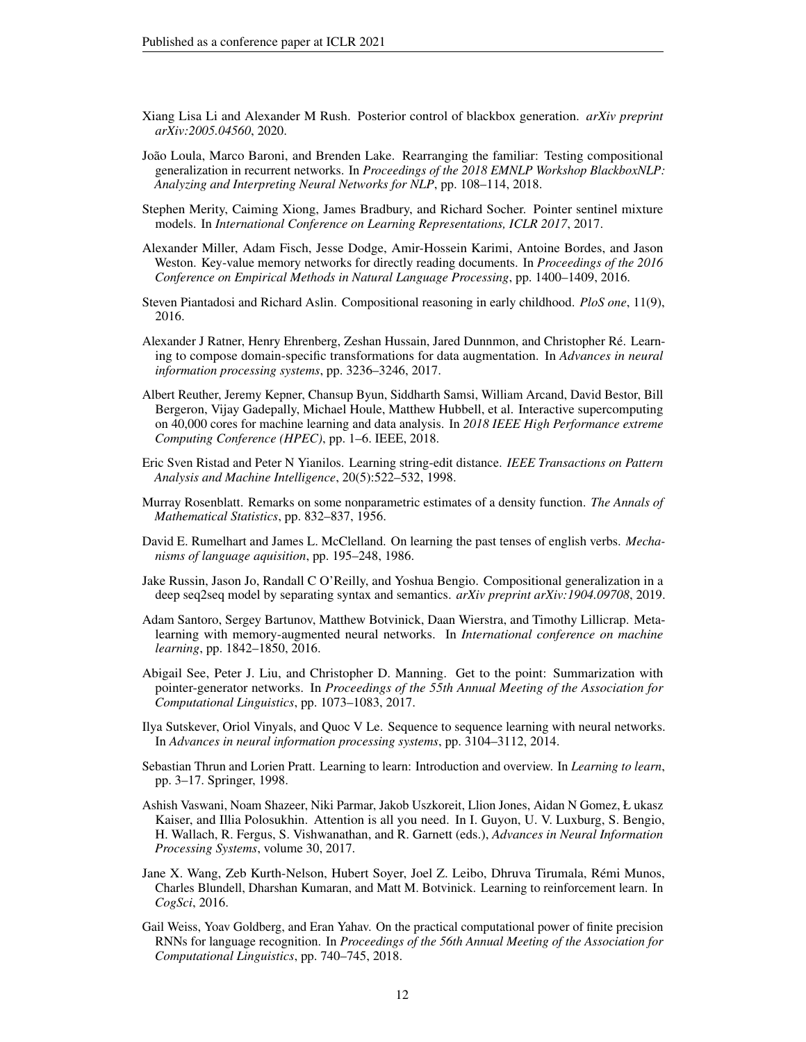Xiang Lisa Li and Alexander M Rush. Posterior control of blackbox generation. *arXiv preprint arXiv:2005.04560*, 2020.

João Loula, Marco Baroni, and Brenden Lake. Rearranging the familiar: Testing compositional generalization in recurrent networks. In *Proceedings of the 2018 EMNLP Workshop BlackboxNLP: Analyzing and Interpreting Neural Networks for NLP*, pp. 108–114, 2018.

Stephen Merity, Caiming Xiong, James Bradbury, and Richard Socher. Pointer sentinel mixture models. In *International Conference on Learning Representations, ICLR 2017*, 2017.

Alexander Miller, Adam Fisch, Jesse Dodge, Amir-Hossein Karimi, Antoine Bordes, and Jason Weston. Key-value memory networks for directly reading documents. In *Proceedings of the 2016 Conference on Empirical Methods in Natural Language Processing*, pp. 1400–1409, 2016.

Steven Piantadosi and Richard Aslin. Compositional reasoning in early childhood. *PloS one*, 11(9), 2016.

Alexander J Ratner, Henry Ehrenberg, Zeshan Hussain, Jared Dunnmon, and Christopher Ré. Learning to compose domain-specific transformations for data augmentation. In *Advances in neural information processing systems*, pp. 3236–3246, 2017.

Albert Reuther, Jeremy Kepner, Chansup Byun, Siddharth Samsi, William Arcand, David Bestor, Bill Bergeron, Vijay Gadepally, Michael Houle, Matthew Hubbell, et al. Interactive supercomputing on 40,000 cores for machine learning and data analysis. In *2018 IEEE High Performance extreme Computing Conference (HPEC)*, pp. 1–6. IEEE, 2018.

Eric Sven Ristad and Peter N Yianilos. Learning string-edit distance. *IEEE Transactions on Pattern Analysis and Machine Intelligence*, 20(5):522–532, 1998.

Murray Rosenblatt. Remarks on some nonparametric estimates of a density function. *The Annals of Mathematical Statistics*, pp. 832–837, 1956.

David E. Rumelhart and James L. McClelland. On learning the past tenses of english verbs. *Mechanisms of language aquisition*, pp. 195–248, 1986.

Jake Russin, Jason Jo, Randall C O'Reilly, and Yoshua Bengio. Compositional generalization in a deep seq2seq model by separating syntax and semantics. *arXiv preprint arXiv:1904.09708*, 2019.

Adam Santoro, Sergey Bartunov, Matthew Botvinick, Daan Wierstra, and Timothy Lillicrap. Meta-learning with memory-augmented neural networks. In *International conference on machine learning*, pp. 1842–1850, 2016.

Abigail See, Peter J. Liu, and Christopher D. Manning. Get to the point: Summarization with pointer-generator networks. In *Proceedings of the 55th Annual Meeting of the Association for Computational Linguistics*, pp. 1073–1083, 2017.

Ilya Sutskever, Oriol Vinyals, and Quoc V Le. Sequence to sequence learning with neural networks. In *Advances in neural information processing systems*, pp. 3104–3112, 2014.

Sebastian Thrun and Lorien Pratt. Learning to learn: Introduction and overview. In *Learning to learn*, pp. 3–17. Springer, 1998.

Ashish Vaswani, Noam Shazeer, Niki Parmar, Jakob Uszkoreit, Llion Jones, Aidan N Gomez, Ł ukasz Kaiser, and Illia Polosukhin. Attention is all you need. In I. Guyon, U. V. Luxburg, S. Bengio, H. Wallach, R. Fergus, S. Vishwanathan, and R. Garnett (eds.), *Advances in Neural Information Processing Systems*, volume 30, 2017.

Jane X. Wang, Zeb Kurth-Nelson, Hubert Soyer, Joel Z. Leibo, Dhruva Tirumala, Rémi Munos, Charles Blundell, Dharshan Kumaran, and Matt M. Botvinick. Learning to reinforcement learn. In *CogSci*, 2016.

Gail Weiss, Yoav Goldberg, and Eran Yahav. On the practical computational power of finite precision RNNs for language recognition. In *Proceedings of the 56th Annual Meeting of the Association for Computational Linguistics*, pp. 740–745, 2018.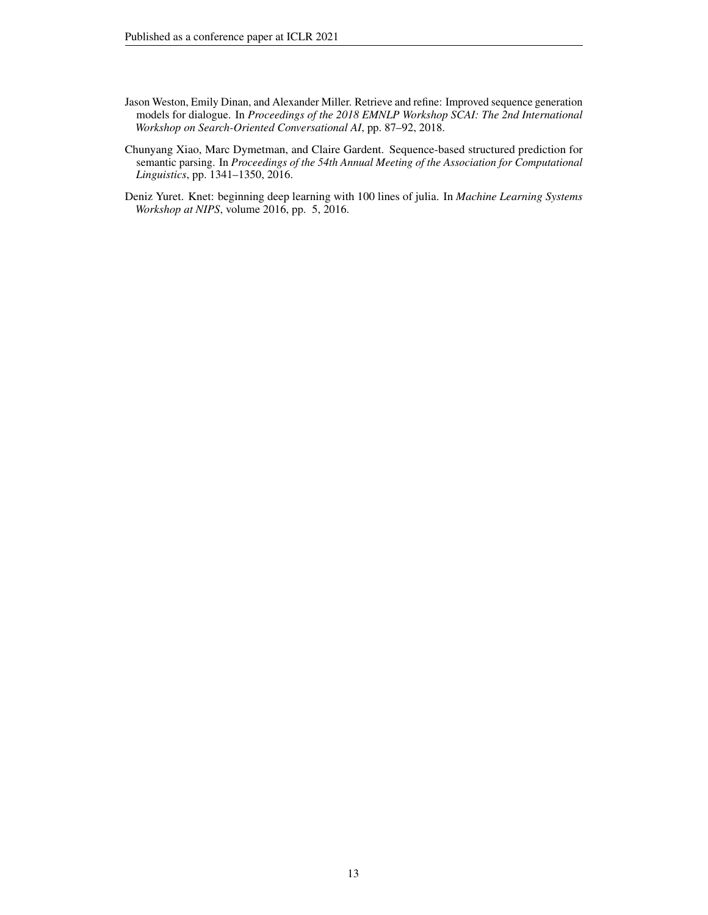Jason Weston, Emily Dinan, and Alexander Miller. Retrieve and refine: Improved sequence generation models for dialogue. In *Proceedings of the 2018 EMNLP Workshop SCAI: The 2nd International Workshop on Search-Oriented Conversational AI*, pp. 87–92, 2018.

Chunyang Xiao, Marc Dymetman, and Claire Gardent. Sequence-based structured prediction for semantic parsing. In *Proceedings of the 54th Annual Meeting of the Association for Computational Linguistics*, pp. 1341–1350, 2016.

Deniz Yuret. Knet: beginning deep learning with 100 lines of julia. In *Machine Learning Systems Workshop at NIPS*, volume 2016, pp. 5, 2016.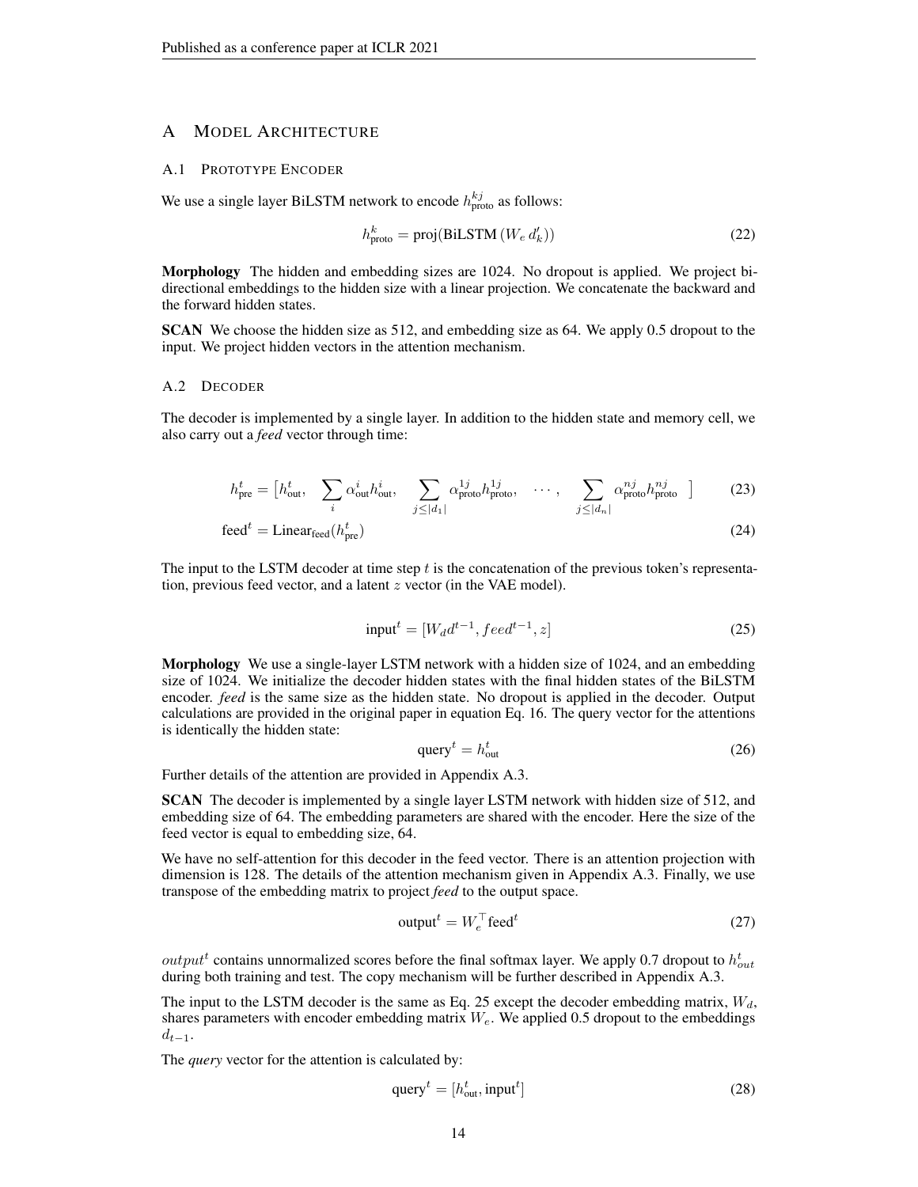# A Model Architecture

## A.1 Prototype Encoder

We use a single layer BiLSTM network to encode $h^{kj}_{\text{proto}}$ as follows:

$$h^{k}_{\text{proto}} = \text{proj}(\text{BiLSTM}\,(W_e\, d'_k)) \tag{22}$$

**Morphology** The hidden and embedding sizes are 1024. No dropout is applied. We project bi-directional embeddings to the hidden size with a linear projection. We concatenate the backward and the forward hidden states.

**SCAN** We choose the hidden size as 512, and embedding size as 64. We apply 0.5 dropout to the input. We project hidden vectors in the attention mechanism.

## A.2 Decoder

The decoder is implemented by a single layer. In addition to the hidden state and memory cell, we also carry out a *feed* vector through time:

$$h^t_{\text{pre}} = \left[h^t_{\text{out}}, \quad \sum_i \alpha^i_{\text{out}} h^i_{\text{out}}, \quad \sum_{j \leq |d_1|} \alpha^{1j}_{\text{proto}} h^{1j}_{\text{proto}}, \quad \cdots, \quad \sum_{j \leq |d_n|} \alpha^{nj}_{\text{proto}} h^{nj}_{\text{proto}} \quad \right] \tag{23}$$

$$\text{feed}^t = \text{Linear}_{\text{feed}}(h^t_{\text{pre}}) \tag{24}$$

The input to the LSTM decoder at time step $t$ is the concatenation of the previous token's representation, previous feed vector, and a latent $z$ vector (in the VAE model).

$$\text{input}^t = [W_d d^{t-1}, feed^{t-1}, z] \tag{25}$$

**Morphology** We use a single-layer LSTM network with a hidden size of 1024, and an embedding size of 1024. We initialize the decoder hidden states with the final hidden states of the BiLSTM encoder. *feed* is the same size as the hidden state. No dropout is applied in the decoder. Output calculations are provided in the original paper in equation Eq. 16. The query vector for the attentions is identically the hidden state:

$$\text{query}^t = h^t_{\text{out}} \tag{26}$$

Further details of the attention are provided in Appendix A.3.

**SCAN** The decoder is implemented by a single layer LSTM network with hidden size of 512, and embedding size of 64. The embedding parameters are shared with the encoder. Here the size of the feed vector is equal to embedding size, 64.

We have no self-attention for this decoder in the feed vector. There is an attention projection with dimension is 128. The details of the attention mechanism given in Appendix A.3. Finally, we use transpose of the embedding matrix to project *feed* to the output space.

$$\text{output}^t = W_e^\top \text{feed}^t \tag{27}$$

$output^t$ contains unnormalized scores before the final softmax layer. We apply 0.7 dropout to $h^t_{out}$ during both training and test. The copy mechanism will be further described in Appendix A.3.

The input to the LSTM decoder is the same as Eq. 25 except the decoder embedding matrix, $W_d$, shares parameters with encoder embedding matrix $W_e$. We applied 0.5 dropout to the embeddings $d_{t-1}$.

The *query* vector for the attention is calculated by:

$$\text{query}^t = [h^t_{\text{out}}, \text{input}^t] \tag{28}$$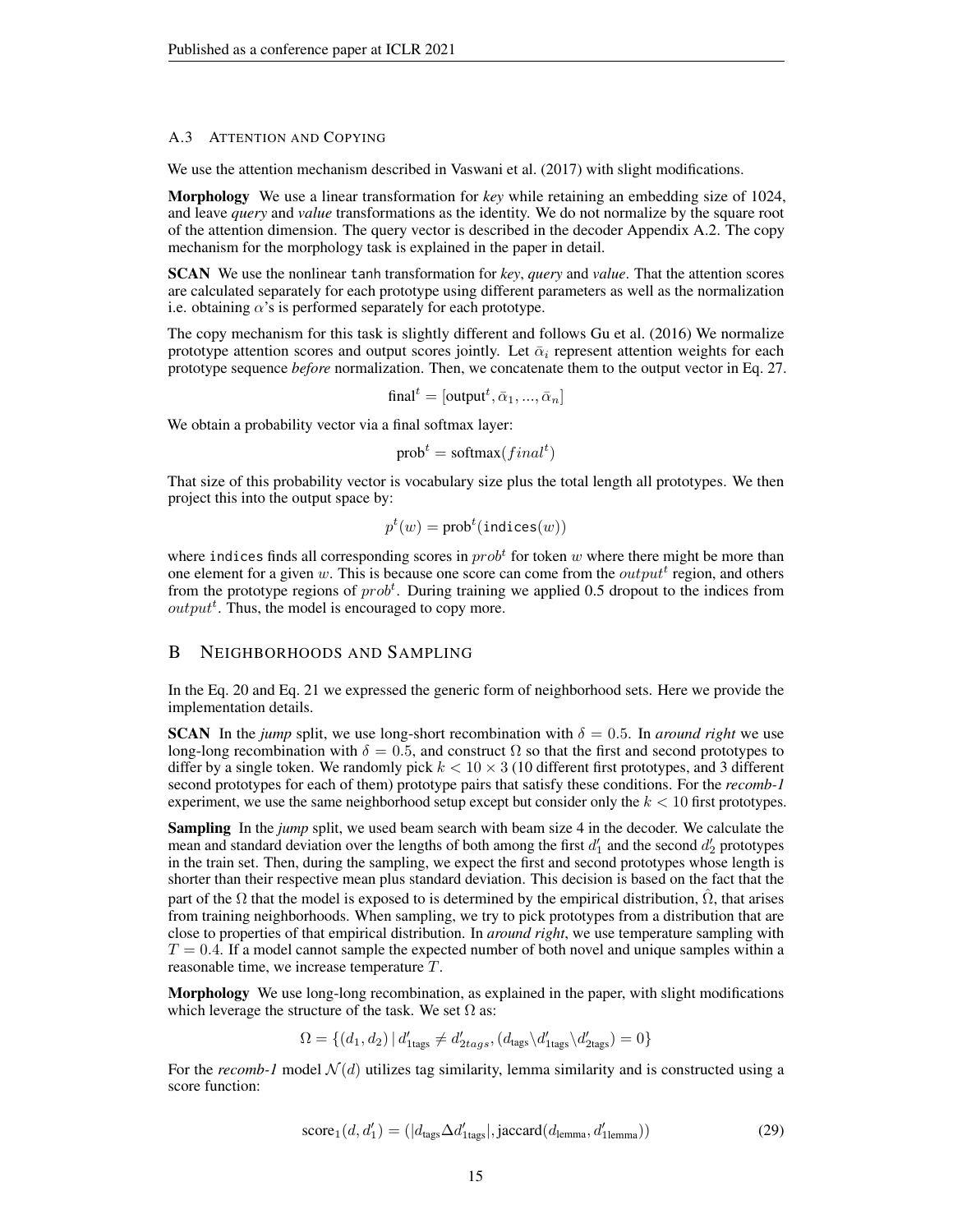### A.3 Attention and Copying

We use the attention mechanism described in Vaswani et al. (2017) with slight modifications.

**Morphology** We use a linear transformation for *key* while retaining an embedding size of 1024, and leave *query* and *value* transformations as the identity. We do not normalize by the square root of the attention dimension. The query vector is described in the decoder Appendix A.2. The copy mechanism for the morphology task is explained in the paper in detail.

**SCAN** We use the nonlinear `tanh` transformation for *key*, *query* and *value*. That the attention scores are calculated separately for each prototype using different parameters as well as the normalization i.e. obtaining $\alpha$'s is performed separately for each prototype.

The copy mechanism for this task is slightly different and follows Gu et al. (2016) We normalize prototype attention scores and output scores jointly. Let $\bar{\alpha}_i$ represent attention weights for each prototype sequence *before* normalization. Then, we concatenate them to the output vector in Eq. 27.

$$\text{final}^t = [\text{output}^t, \bar{\alpha}_1, ..., \bar{\alpha}_n]$$

We obtain a probability vector via a final softmax layer:

$$\text{prob}^t = \text{softmax}(final^t)$$

That size of this probability vector is vocabulary size plus the total length all prototypes. We then project this into the output space by:

$$p^t(w) = \text{prob}^t(\texttt{indices}(w))$$

where `indices` finds all corresponding scores in $prob^t$ for token $w$ where there might be more than one element for a given $w$. This is because one score can come from the $output^t$ region, and others from the prototype regions of $prob^t$. During training we applied 0.5 dropout to the indices from $output^t$. Thus, the model is encouraged to copy more.

## B Neighborhoods and Sampling

In the Eq. 20 and Eq. 21 we expressed the generic form of neighborhood sets. Here we provide the implementation details.

**SCAN** In the *jump* split, we use long-short recombination with $\delta = 0.5$. In *around right* we use long-long recombination with $\delta = 0.5$, and construct $\Omega$ so that the first and second prototypes to differ by a single token. We randomly pick $k < 10 \times 3$ (10 different first prototypes, and 3 different second prototypes for each of them) prototype pairs that satisfy these conditions. For the *recomb-1* experiment, we use the same neighborhood setup except but consider only the $k < 10$ first prototypes.

**Sampling** In the *jump* split, we used beam search with beam size 4 in the decoder. We calculate the mean and standard deviation over the lengths of both among the first $d_1'$ and the second $d_2'$ prototypes in the train set. Then, during the sampling, we expect the first and second prototypes whose length is shorter than their respective mean plus standard deviation. This decision is based on the fact that the part of the $\Omega$ that the model is exposed to is determined by the empirical distribution, $\hat{\Omega}$, that arises from training neighborhoods. When sampling, we try to pick prototypes from a distribution that are close to properties of that empirical distribution. In *around right*, we use temperature sampling with $T = 0.4$. If a model cannot sample the expected number of both novel and unique samples within a reasonable time, we increase temperature $T$.

**Morphology** We use long-long recombination, as explained in the paper, with slight modifications which leverage the structure of the task. We set $\Omega$ as:

$$\Omega = \{(d_1, d_2) \,|\, d'_{1\text{tags}} \neq d'_{2tags}, (d_{\text{tags}} \backslash d'_{1\text{tags}} \backslash d'_{2\text{tags}}) = 0\}$$

For the *recomb-1* model $\mathcal{N}(d)$ utilizes tag similarity, lemma similarity and is constructed using a score function:

$$\text{score}_1(d, d_1') = (|d_{\text{tags}} \Delta d'_{1\text{tags}}|, \text{jaccard}(d_{\text{lemma}}, d'_{1\text{lemma}})) \tag{29}$$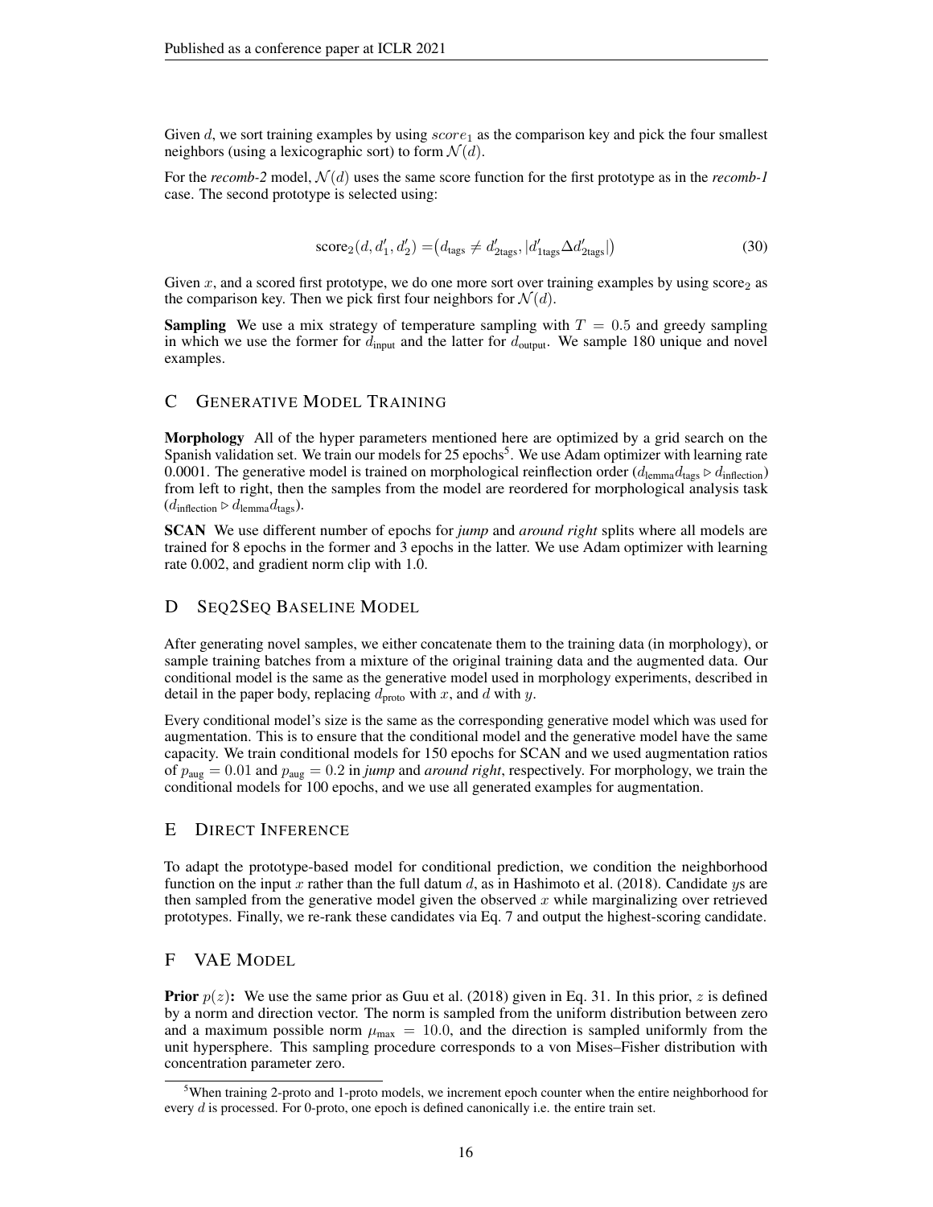Given $d$, we sort training examples by using $score_1$ as the comparison key and pick the four smallest neighbors (using a lexicographic sort) to form $\mathcal{N}(d)$.

For the *recomb-2* model, $\mathcal{N}(d)$ uses the same score function for the first prototype as in the *recomb-1* case. The second prototype is selected using:

$$\text{score}_2(d, d'_1, d'_2) = \left(d_{\text{tags}} \neq d'_{2\text{tags}}, |d'_{1\text{tags}} \Delta d'_{2\text{tags}}|\right) \tag{30}$$

Given $x$, and a scored first prototype, we do one more sort over training examples by using $\text{score}_2$ as the comparison key. Then we pick first four neighbors for $\mathcal{N}(d)$.

**Sampling** We use a mix strategy of temperature sampling with $T = 0.5$ and greedy sampling in which we use the former for $d_{\text{input}}$ and the latter for $d_{\text{output}}$. We sample 180 unique and novel examples.

## C Generative Model Training

**Morphology** All of the hyper parameters mentioned here are optimized by a grid search on the Spanish validation set. We train our models for 25 epochs[5]. We use Adam optimizer with learning rate 0.0001. The generative model is trained on morphological reinflection order ($d_{\text{lemma}} d_{\text{tags}} \triangleright d_{\text{inflection}}$) from left to right, then the samples from the model are reordered for morphological analysis task ($d_{\text{inflection}} \triangleright d_{\text{lemma}} d_{\text{tags}}$).

**SCAN** We use different number of epochs for *jump* and *around right* splits where all models are trained for 8 epochs in the former and 3 epochs in the latter. We use Adam optimizer with learning rate 0.002, and gradient norm clip with 1.0.

## D Seq2Seq Baseline Model

After generating novel samples, we either concatenate them to the training data (in morphology), or sample training batches from a mixture of the original training data and the augmented data. Our conditional model is the same as the generative model used in morphology experiments, described in detail in the paper body, replacing $d_{\text{proto}}$ with $x$, and $d$ with $y$.

Every conditional model's size is the same as the corresponding generative model which was used for augmentation. This is to ensure that the conditional model and the generative model have the same capacity. We train conditional models for 150 epochs for SCAN and we used augmentation ratios of $p_{\text{aug}} = 0.01$ and $p_{\text{aug}} = 0.2$ in *jump* and *around right*, respectively. For morphology, we train the conditional models for 100 epochs, and we use all generated examples for augmentation.

## E Direct Inference

To adapt the prototype-based model for conditional prediction, we condition the neighborhood function on the input $x$ rather than the full datum $d$, as in Hashimoto et al. (2018). Candidate $y$s are then sampled from the generative model given the observed $x$ while marginalizing over retrieved prototypes. Finally, we re-rank these candidates via Eq. 7 and output the highest-scoring candidate.

## F VAE Model

**Prior $p(z)$:** We use the same prior as Guu et al. (2018) given in Eq. 31. In this prior, $z$ is defined by a norm and direction vector. The norm is sampled from the uniform distribution between zero and a maximum possible norm $\mu_{\max} = 10.0$, and the direction is sampled uniformly from the unit hypersphere. This sampling procedure corresponds to a von Mises–Fisher distribution with concentration parameter zero.

---

[5] When training 2-proto and 1-proto models, we increment epoch counter when the entire neighborhood for every $d$ is processed. For 0-proto, one epoch is defined canonically i.e. the entire train set.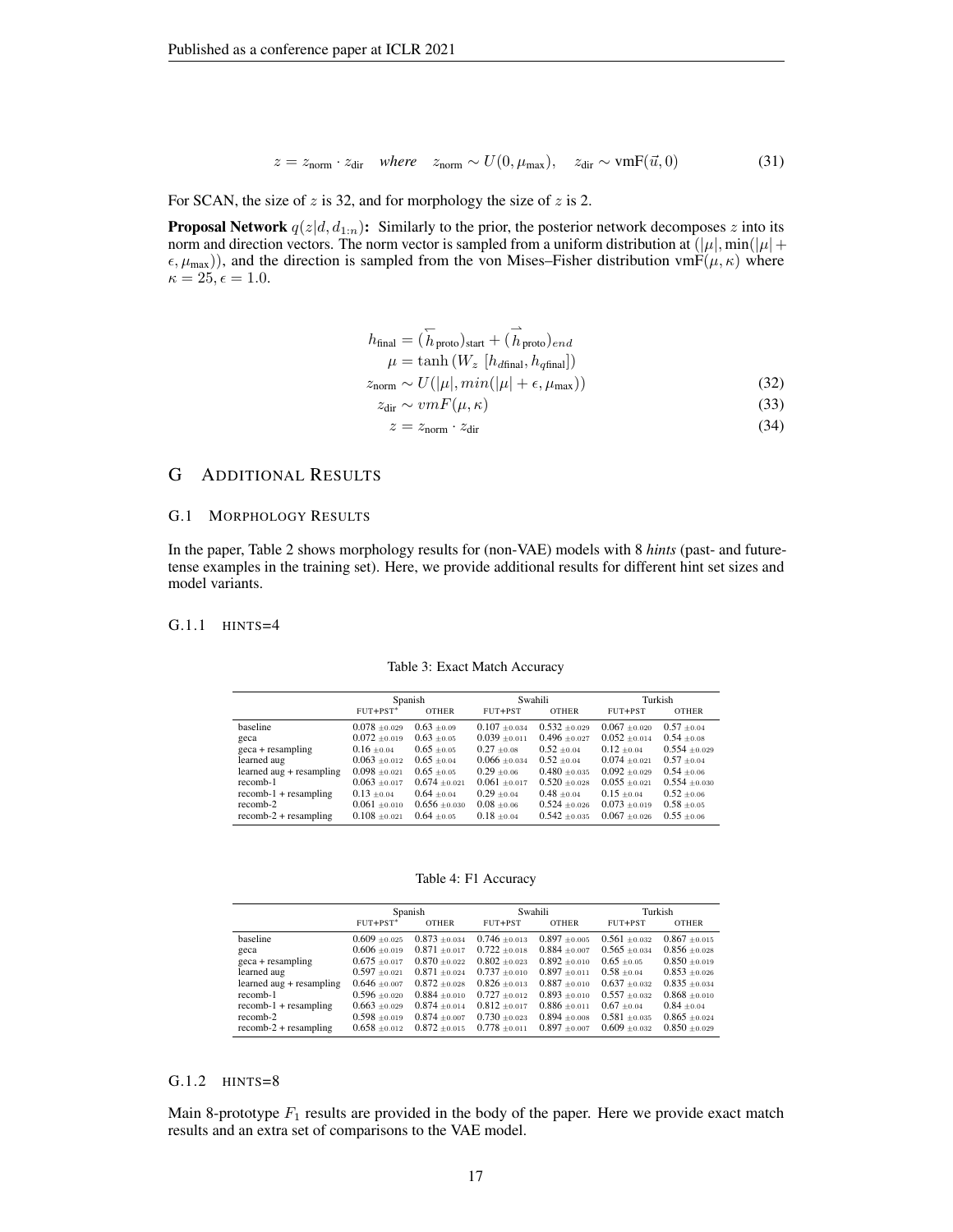$$z = z_{\text{norm}} \cdot z_{\text{dir}} \quad \textit{where} \quad z_{\text{norm}} \sim U(0, \mu_{\max}), \quad z_{\text{dir}} \sim \text{vmF}(\vec{u}, 0) \tag{31}$$

For SCAN, the size of $z$ is 32, and for morphology the size of $z$ is 2.

**Proposal Network** $q(z|d, d_{1:n})$**:** Similarly to the prior, the posterior network decomposes $z$ into its norm and direction vectors. The norm vector is sampled from a uniform distribution at $(|\mu|, \min(|\mu| + \epsilon, \mu_{\max}))$, and the direction is sampled from the von Mises–Fisher distribution $\text{vmF}(\mu, \kappa)$ where $\kappa = 25, \epsilon = 1.0$.

$$h_{\text{final}} = (\overleftarrow{h}_{\text{proto}})_{\text{start}} + (\overrightarrow{h}_{\text{proto}})_{end}$$

$$\mu = \tanh\left(W_z \left[h_{d\text{final}}, h_{q\text{final}}\right]\right)$$

$$z_{\text{norm}} \sim U(|\mu|, min(|\mu| + \epsilon, \mu_{\max})) \tag{32}$$

$$z_{\text{dir}} \sim vmF(\mu, \kappa) \tag{33}$$

$$z = z_{\text{norm}} \cdot z_{\text{dir}} \tag{34}$$

# G Additional Results

## G.1 Morphology Results

In the paper, Table 2 shows morphology results for (non-VAE) models with 8 *hints* (past- and future-tense examples in the training set). Here, we provide additional results for different hint set sizes and model variants.

### G.1.1 hints=4

Table 3: Exact Match Accuracy

| | Spanish | | Swahili | | Turkish | |
|---|---|---|---|---|---|---|
| | FUT+PST* | OTHER | FUT+PST | OTHER | FUT+PST | OTHER |
| baseline | 0.078 ±0.029 | 0.63 ±0.09 | 0.107 ±0.034 | 0.532 ±0.029 | 0.067 ±0.020 | 0.57 ±0.04 |
| geca | 0.072 ±0.019 | 0.63 ±0.05 | 0.039 ±0.011 | 0.496 ±0.027 | 0.052 ±0.014 | 0.54 ±0.08 |
| geca + resampling | 0.16 ±0.04 | 0.65 ±0.05 | 0.27 ±0.08 | 0.52 ±0.04 | 0.12 ±0.04 | 0.554 ±0.029 |
| learned aug | 0.063 ±0.012 | 0.65 ±0.04 | 0.066 ±0.034 | 0.52 ±0.04 | 0.074 ±0.021 | 0.57 ±0.04 |
| learned aug + resampling | 0.098 ±0.021 | 0.65 ±0.05 | 0.29 ±0.06 | 0.480 ±0.035 | 0.092 ±0.029 | 0.54 ±0.06 |
| recomb-1 | 0.063 ±0.017 | 0.674 ±0.021 | 0.061 ±0.017 | 0.520 ±0.028 | 0.055 ±0.021 | 0.554 ±0.030 |
| recomb-1 + resampling | 0.13 ±0.04 | 0.64 ±0.04 | 0.29 ±0.04 | 0.48 ±0.04 | 0.15 ±0.04 | 0.52 ±0.06 |
| recomb-2 | 0.061 ±0.010 | 0.656 ±0.030 | 0.08 ±0.06 | 0.524 ±0.026 | 0.073 ±0.019 | 0.58 ±0.05 |
| recomb-2 + resampling | 0.108 ±0.021 | 0.64 ±0.05 | 0.18 ±0.04 | 0.542 ±0.035 | 0.067 ±0.026 | 0.55 ±0.06 |

Table 4: F1 Accuracy

| | Spanish | | Swahili | | Turkish | |
|---|---|---|---|---|---|---|
| | FUT+PST* | OTHER | FUT+PST | OTHER | FUT+PST | OTHER |
| baseline | 0.609 ±0.025 | 0.873 ±0.034 | 0.746 ±0.013 | 0.897 ±0.005 | 0.561 ±0.032 | 0.867 ±0.015 |
| geca | 0.606 ±0.019 | 0.871 ±0.017 | 0.722 ±0.018 | 0.884 ±0.007 | 0.565 ±0.034 | 0.856 ±0.028 |
| geca + resampling | 0.675 ±0.017 | 0.870 ±0.022 | 0.802 ±0.023 | 0.892 ±0.010 | 0.65 ±0.05 | 0.850 ±0.019 |
| learned aug | 0.597 ±0.021 | 0.871 ±0.024 | 0.737 ±0.010 | 0.897 ±0.011 | 0.58 ±0.04 | 0.853 ±0.026 |
| learned aug + resampling | 0.646 ±0.007 | 0.872 ±0.028 | 0.826 ±0.013 | 0.887 ±0.010 | 0.637 ±0.032 | 0.835 ±0.034 |
| recomb-1 | 0.596 ±0.020 | 0.884 ±0.010 | 0.727 ±0.012 | 0.893 ±0.010 | 0.557 ±0.032 | 0.868 ±0.010 |
| recomb-1 + resampling | 0.663 ±0.029 | 0.874 ±0.014 | 0.812 ±0.017 | 0.886 ±0.011 | 0.67 ±0.04 | 0.84 ±0.04 |
| recomb-2 | 0.598 ±0.019 | 0.874 ±0.007 | 0.730 ±0.023 | 0.894 ±0.008 | 0.581 ±0.035 | 0.865 ±0.024 |
| recomb-2 + resampling | 0.658 ±0.012 | 0.872 ±0.015 | 0.778 ±0.011 | 0.897 ±0.007 | 0.609 ±0.032 | 0.850 ±0.029 |

### G.1.2 hints=8

Main 8-prototype $F_1$ results are provided in the body of the paper. Here we provide exact match results and an extra set of comparisons to the VAE model.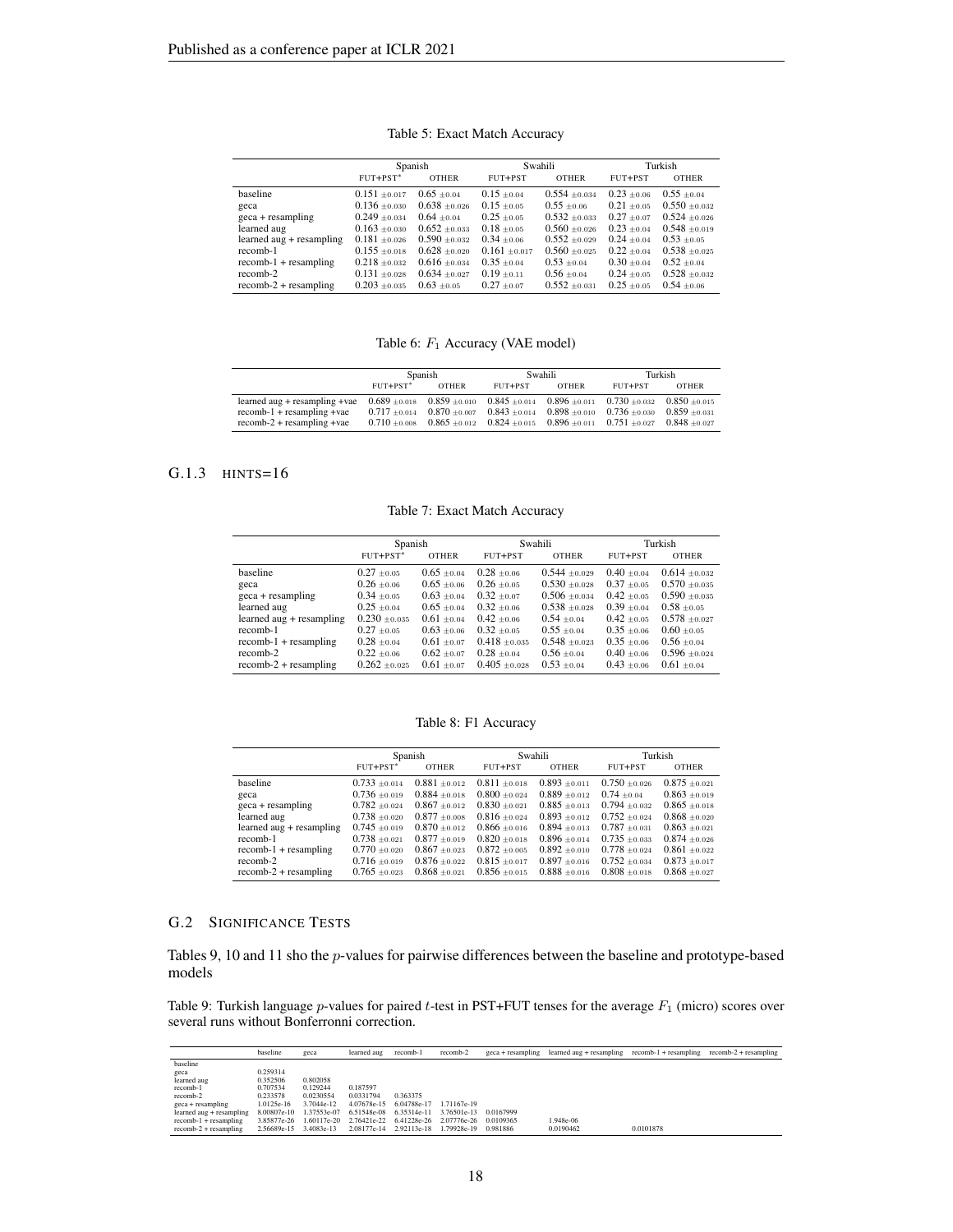Table 5: Exact Match Accuracy

| | Spanish | | Swahili | | Turkish | |
|---|---|---|---|---|---|---|
| | FUT+PST* | OTHER | FUT+PST | OTHER | FUT+PST | OTHER |
| baseline | $0.151 \pm 0.017$ | $0.65 \pm 0.04$ | $0.15 \pm 0.04$ | $0.554 \pm 0.034$ | $0.23 \pm 0.06$ | $0.55 \pm 0.04$ |
| geca | $0.136 \pm 0.030$ | $0.638 \pm 0.026$ | $0.15 \pm 0.05$ | $0.55 \pm 0.06$ | $0.21 \pm 0.05$ | $0.550 \pm 0.032$ |
| geca + resampling | $0.249 \pm 0.034$ | $0.64 \pm 0.04$ | $0.25 \pm 0.05$ | $0.532 \pm 0.033$ | $0.27 \pm 0.07$ | $0.524 \pm 0.026$ |
| learned aug | $0.163 \pm 0.030$ | $0.652 \pm 0.033$ | $0.18 \pm 0.05$ | $0.560 \pm 0.026$ | $0.23 \pm 0.04$ | $0.548 \pm 0.019$ |
| learned aug + resampling | $0.181 \pm 0.026$ | $0.590 \pm 0.032$ | $0.34 \pm 0.06$ | $0.552 \pm 0.029$ | $0.24 \pm 0.04$ | $0.53 \pm 0.05$ |
| recomb-1 | $0.155 \pm 0.018$ | $0.628 \pm 0.020$ | $0.161 \pm 0.017$ | $0.560 \pm 0.025$ | $0.22 \pm 0.04$ | $0.538 \pm 0.025$ |
| recomb-1 + resampling | $0.218 \pm 0.032$ | $0.616 \pm 0.034$ | $0.35 \pm 0.04$ | $0.53 \pm 0.04$ | $0.30 \pm 0.04$ | $0.52 \pm 0.04$ |
| recomb-2 | $0.131 \pm 0.028$ | $0.634 \pm 0.027$ | $0.19 \pm 0.11$ | $0.56 \pm 0.04$ | $0.24 \pm 0.05$ | $0.528 \pm 0.032$ |
| recomb-2 + resampling | $0.203 \pm 0.035$ | $0.63 \pm 0.05$ | $0.27 \pm 0.07$ | $0.552 \pm 0.031$ | $0.25 \pm 0.05$ | $0.54 \pm 0.06$ |

Table 6: $F_1$ Accuracy (VAE model)

| | Spanish | | Swahili | | Turkish | |
|---|---|---|---|---|---|---|
| | FUT+PST* | OTHER | FUT+PST | OTHER | FUT+PST | OTHER |
| learned aug + resampling +vae | $0.689 \pm 0.018$ | $0.859 \pm 0.010$ | $0.845 \pm 0.014$ | $0.896 \pm 0.011$ | $0.730 \pm 0.032$ | $0.850 \pm 0.015$ |
| recomb-1 + resampling +vae | $0.717 \pm 0.014$ | $0.870 \pm 0.007$ | $0.843 \pm 0.014$ | $0.898 \pm 0.010$ | $0.736 \pm 0.030$ | $0.859 \pm 0.031$ |
| recomb-2 + resampling +vae | $0.710 \pm 0.008$ | $0.865 \pm 0.012$ | $0.824 \pm 0.015$ | $0.896 \pm 0.011$ | $0.751 \pm 0.027$ | $0.848 \pm 0.027$ |

### G.1.3 HINTS=16

Table 7: Exact Match Accuracy

| | Spanish | | Swahili | | Turkish | |
|---|---|---|---|---|---|---|
| | FUT+PST* | OTHER | FUT+PST | OTHER | FUT+PST | OTHER |
| baseline | $0.27 \pm 0.05$ | $0.65 \pm 0.04$ | $0.28 \pm 0.06$ | $0.544 \pm 0.029$ | $0.40 \pm 0.04$ | $0.614 \pm 0.032$ |
| geca | $0.26 \pm 0.06$ | $0.65 \pm 0.06$ | $0.26 \pm 0.05$ | $0.530 \pm 0.028$ | $0.37 \pm 0.05$ | $0.570 \pm 0.035$ |
| geca + resampling | $0.34 \pm 0.05$ | $0.63 \pm 0.04$ | $0.32 \pm 0.07$ | $0.506 \pm 0.034$ | $0.42 \pm 0.05$ | $0.590 \pm 0.035$ |
| learned aug | $0.25 \pm 0.04$ | $0.65 \pm 0.04$ | $0.32 \pm 0.06$ | $0.538 \pm 0.028$ | $0.39 \pm 0.04$ | $0.58 \pm 0.05$ |
| learned aug + resampling | $0.230 \pm 0.035$ | $0.61 \pm 0.04$ | $0.42 \pm 0.06$ | $0.54 \pm 0.04$ | $0.42 \pm 0.05$ | $0.578 \pm 0.027$ |
| recomb-1 | $0.27 \pm 0.05$ | $0.63 \pm 0.06$ | $0.32 \pm 0.05$ | $0.55 \pm 0.04$ | $0.35 \pm 0.04$ | $0.60 \pm 0.05$ |
| recomb-1 + resampling | $0.28 \pm 0.04$ | $0.61 \pm 0.07$ | $0.418 \pm 0.035$ | $0.548 \pm 0.023$ | $0.35 \pm 0.06$ | $0.56 \pm 0.04$ |
| recomb-2 | $0.22 \pm 0.06$ | $0.62 \pm 0.07$ | $0.28 \pm 0.04$ | $0.56 \pm 0.04$ | $0.40 \pm 0.06$ | $0.596 \pm 0.024$ |
| recomb-2 + resampling | $0.262 \pm 0.025$ | $0.61 \pm 0.07$ | $0.405 \pm 0.028$ | $0.53 \pm 0.04$ | $0.43 \pm 0.06$ | $0.61 \pm 0.04$ |

Table 8: F1 Accuracy

| | Spanish | | Swahili | | Turkish | |
|---|---|---|---|---|---|---|
| | FUT+PST* | OTHER | FUT+PST | OTHER | FUT+PST | OTHER |
| baseline | $0.733 \pm 0.014$ | $0.881 \pm 0.012$ | $0.811 \pm 0.018$ | $0.893 \pm 0.011$ | $0.750 \pm 0.026$ | $0.875 \pm 0.021$ |
| geca | $0.736 \pm 0.019$ | $0.884 \pm 0.018$ | $0.800 \pm 0.024$ | $0.889 \pm 0.012$ | $0.74 \pm 0.04$ | $0.863 \pm 0.019$ |
| geca + resampling | $0.782 \pm 0.024$ | $0.867 \pm 0.012$ | $0.830 \pm 0.021$ | $0.885 \pm 0.013$ | $0.794 \pm 0.032$ | $0.865 \pm 0.018$ |
| learned aug | $0.738 \pm 0.020$ | $0.877 \pm 0.008$ | $0.816 \pm 0.024$ | $0.893 \pm 0.012$ | $0.752 \pm 0.024$ | $0.868 \pm 0.020$ |
| learned aug + resampling | $0.745 \pm 0.019$ | $0.870 \pm 0.012$ | $0.866 \pm 0.016$ | $0.894 \pm 0.013$ | $0.787 \pm 0.031$ | $0.863 \pm 0.021$ |
| recomb-1 | $0.738 \pm 0.021$ | $0.877 \pm 0.019$ | $0.820 \pm 0.018$ | $0.896 \pm 0.014$ | $0.735 \pm 0.033$ | $0.874 \pm 0.026$ |
| recomb-1 + resampling | $0.770 \pm 0.020$ | $0.867 \pm 0.023$ | $0.872 \pm 0.005$ | $0.892 \pm 0.010$ | $0.778 \pm 0.024$ | $0.861 \pm 0.022$ |
| recomb-2 | $0.716 \pm 0.019$ | $0.876 \pm 0.022$ | $0.815 \pm 0.017$ | $0.897 \pm 0.016$ | $0.752 \pm 0.034$ | $0.873 \pm 0.017$ |
| recomb-2 + resampling | $0.765 \pm 0.023$ | $0.868 \pm 0.021$ | $0.856 \pm 0.015$ | $0.888 \pm 0.016$ | $0.808 \pm 0.018$ | $0.868 \pm 0.027$ |

## G.2 Significance Tests

Tables 9, 10 and 11 sho the $p$-values for pairwise differences between the baseline and prototype-based models

Table 9: Turkish language $p$-values for paired $t$-test in PST+FUT tenses for the average $F_1$ (micro) scores over several runs without Bonferronni correction.

| | baseline | geca | learned aug | recomb-1 | recomb-2 | geca + resampling | learned aug + resampling | recomb-1 + resampling | recomb-2 + resampling |
|---|---|---|---|---|---|---|---|---|---|
| baseline | | | | | | | | | |
| geca | 0.259314 | | | | | | | | |
| learned aug | 0.352506 | 0.802058 | | | | | | | |
| recomb-1 | 0.707534 | 0.129244 | 0.187597 | | | | | | |
| recomb-2 | 0.233578 | 0.0230554 | 0.0331794 | 0.363375 | | | | | |
| geca + resampling | 1.0125e-16 | 3.7044e-12 | 4.07678e-15 | 6.04788e-17 | 1.71167e-19 | | | | |
| learned aug + resampling | 8.00807e-10 | 1.37553e-07 | 6.51548e-08 | 6.35314e-11 | 3.76501e-13 | 0.0167999 | | | |
| recomb-1 + resampling | 3.85877e-26 | 1.60117e-20 | 2.76421e-22 | 6.41228e-26 | 2.07776e-26 | 0.0109365 | 1.948e-06 | | |
| recomb-2 + resampling | 2.56689e-15 | 3.4083e-13 | 2.08177e-14 | 2.92113e-18 | 1.79928e-19 | 0.981886 | 0.0190462 | 0.0101878 | |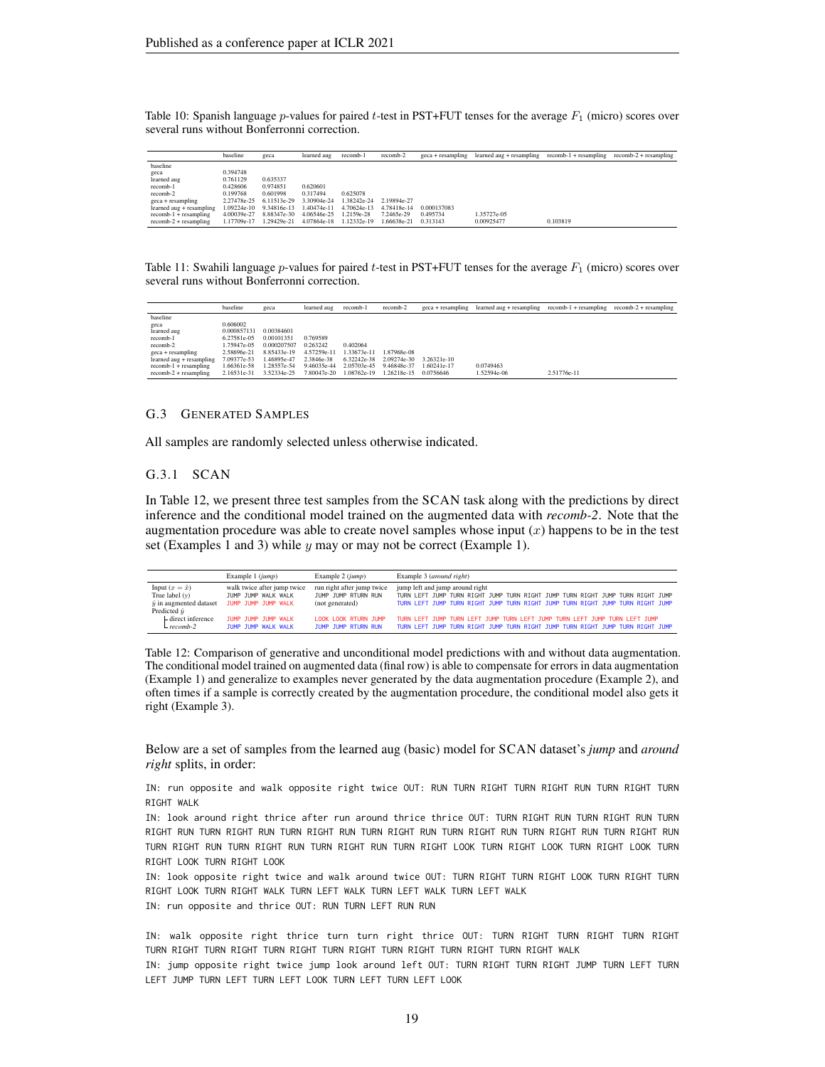Table 10: Spanish language $p$-values for paired $t$-test in PST+FUT tenses for the average $F_1$ (micro) scores over several runs without Bonferronni correction.

| | baseline | geca | learned aug | recomb-1 | recomb-2 | geca + resampling | learned aug + resampling | recomb-1 + resampling | recomb-2 + resampling |
|---|---|---|---|---|---|---|---|---|---|
| baseline | | | | | | | | | |
| geca | 0.394748 | | | | | | | | |
| learned aug | 0.761129 | 0.635337 | | | | | | | |
| recomb-1 | 0.428606 | 0.974851 | 0.620601 | | | | | | |
| recomb-2 | 0.199768 | 0.601998 | 0.317494 | 0.625078 | | | | | |
| geca + resampling | 2.27478e-25 | 6.11513e-29 | 3.30904e-24 | 1.38242e-24 | 2.19894e-27 | | | | |
| learned aug + resampling | 1.09224e-10 | 9.34816e-13 | 1.40474e-11 | 4.70624e-13 | 4.78418e-14 | 0.000137083 | | | |
| recomb-1 + resampling | 4.00039e-27 | 8.88347e-30 | 4.06546e-25 | 1.2159e-28 | 7.2465e-29 | 0.495734 | 1.35727e-05 | | |
| recomb-2 + resampling | 1.17709e-17 | 1.29429e-21 | 4.07864e-18 | 1.12332e-19 | 1.66638e-21 | 0.313143 | 0.00925477 | 0.103819 | |

Table 11: Swahili language $p$-values for paired $t$-test in PST+FUT tenses for the average $F_1$ (micro) scores over several runs without Bonferronni correction.

| | baseline | geca | learned aug | recomb-1 | recomb-2 | geca + resampling | learned aug + resampling | recomb-1 + resampling | recomb-2 + resampling |
|---|---|---|---|---|---|---|---|---|---|
| baseline | | | | | | | | | |
| geca | 0.606002 | | | | | | | | |
| learned aug | 0.000857131 | 0.00384601 | | | | | | | |
| recomb-1 | 6.27581e-05 | 0.00101351 | 0.769589 | | | | | | |
| recomb-2 | 1.75947e-05 | 0.000207507 | 0.263242 | 0.402064 | | | | | |
| geca + resampling | 2.58696e-21 | 8.85433e-19 | 4.57259e-11 | 1.33673e-11 | 1.87968e-08 | | | | |
| learned aug + resampling | 7.09377e-53 | 1.46895e-47 | 2.3846e-38 | 6.32242e-38 | 2.09274e-30 | 3.26321e-10 | | | |
| recomb-1 + resampling | 1.66361e-58 | 1.28557e-54 | 9.46035e-44 | 2.05703e-45 | 9.46848e-37 | 1.60241e-17 | 0.0749463 | | |
| recomb-2 + resampling | 2.16531e-31 | 3.52334e-25 | 7.80047e-20 | 1.08762e-19 | 1.26218e-15 | 0.0756646 | 1.52594e-06 | 2.51776e-11 | |

### G.3 Generated Samples

All samples are randomly selected unless otherwise indicated.

#### G.3.1 SCAN

In Table 12, we present three test samples from the SCAN task along with the predictions by direct inference and the conditional model trained on the augmented data with *recomb-2*. Note that the augmentation procedure was able to create novel samples whose input ($x$) happens to be in the test set (Examples 1 and 3) while $y$ may or may not be correct (Example 1).

| | Example 1 (*jump*) | Example 2 (*jump*) | Example 3 (*around right*) |
|---|---|---|---|
| Input ($x = \hat{x}$) | walk twice after jump twice | run right after jump twice | jump left and jump around right |
| True label ($y$) | JUMP JUMP WALK WALK | JUMP JUMP RTURN RUN | TURN LEFT JUMP TURN RIGHT JUMP TURN RIGHT JUMP TURN RIGHT JUMP TURN RIGHT JUMP |
| $\hat{y}$ in augmented dataset | JUMP JUMP JUMP WALK | (not generated) | TURN LEFT JUMP TURN RIGHT JUMP TURN RIGHT JUMP TURN RIGHT JUMP TURN RIGHT JUMP |
| Predicted $\hat{y}$ | | | |
| ├ direct inference | JUMP JUMP JUMP WALK | LOOK LOOK RTURN JUMP | TURN LEFT JUMP TURN LEFT JUMP TURN LEFT JUMP TURN LEFT JUMP TURN LEFT JUMP |
| └ *recomb-2* | JUMP JUMP WALK WALK | JUMP JUMP RTURN RUN | TURN LEFT JUMP TURN RIGHT JUMP TURN RIGHT JUMP TURN RIGHT JUMP TURN RIGHT JUMP |

Table 12: Comparison of generative and unconditional model predictions with and without data augmentation. The conditional model trained on augmented data (final row) is able to compensate for errors in data augmentation (Example 1) and generalize to examples never generated by the data augmentation procedure (Example 2), and often times if a sample is correctly created by the augmentation procedure, the conditional model also gets it right (Example 3).

Below are a set of samples from the learned aug (basic) model for SCAN dataset's *jump* and *around right* splits, in order:

```
IN: run opposite and walk opposite right twice OUT: RUN TURN RIGHT TURN RIGHT RUN TURN RIGHT TURN RIGHT WALK
IN: look around right thrice after run around thrice thrice OUT: TURN RIGHT RUN TURN RIGHT RUN TURN RIGHT RUN TURN RIGHT RUN TURN RIGHT RUN TURN RIGHT RUN TURN RIGHT RUN TURN RIGHT RUN TURN RIGHT RUN TURN RIGHT RUN TURN RIGHT RUN TURN RIGHT RUN TURN RIGHT LOOK TURN RIGHT LOOK TURN RIGHT LOOK TURN RIGHT LOOK TURN RIGHT LOOK
IN: look opposite right twice and walk around twice OUT: TURN RIGHT TURN RIGHT LOOK TURN RIGHT TURN RIGHT LOOK TURN RIGHT WALK TURN LEFT WALK TURN LEFT WALK TURN LEFT WALK
IN: run opposite and thrice OUT: RUN TURN LEFT RUN RUN

IN: walk opposite right thrice turn turn right thrice OUT: TURN RIGHT TURN RIGHT TURN RIGHT TURN RIGHT TURN RIGHT TURN RIGHT TURN RIGHT TURN RIGHT TURN RIGHT TURN RIGHT WALK
IN: jump opposite right twice jump look around left OUT: TURN RIGHT TURN RIGHT JUMP TURN LEFT TURN LEFT JUMP TURN LEFT TURN LEFT LOOK TURN LEFT TURN LEFT LOOK
```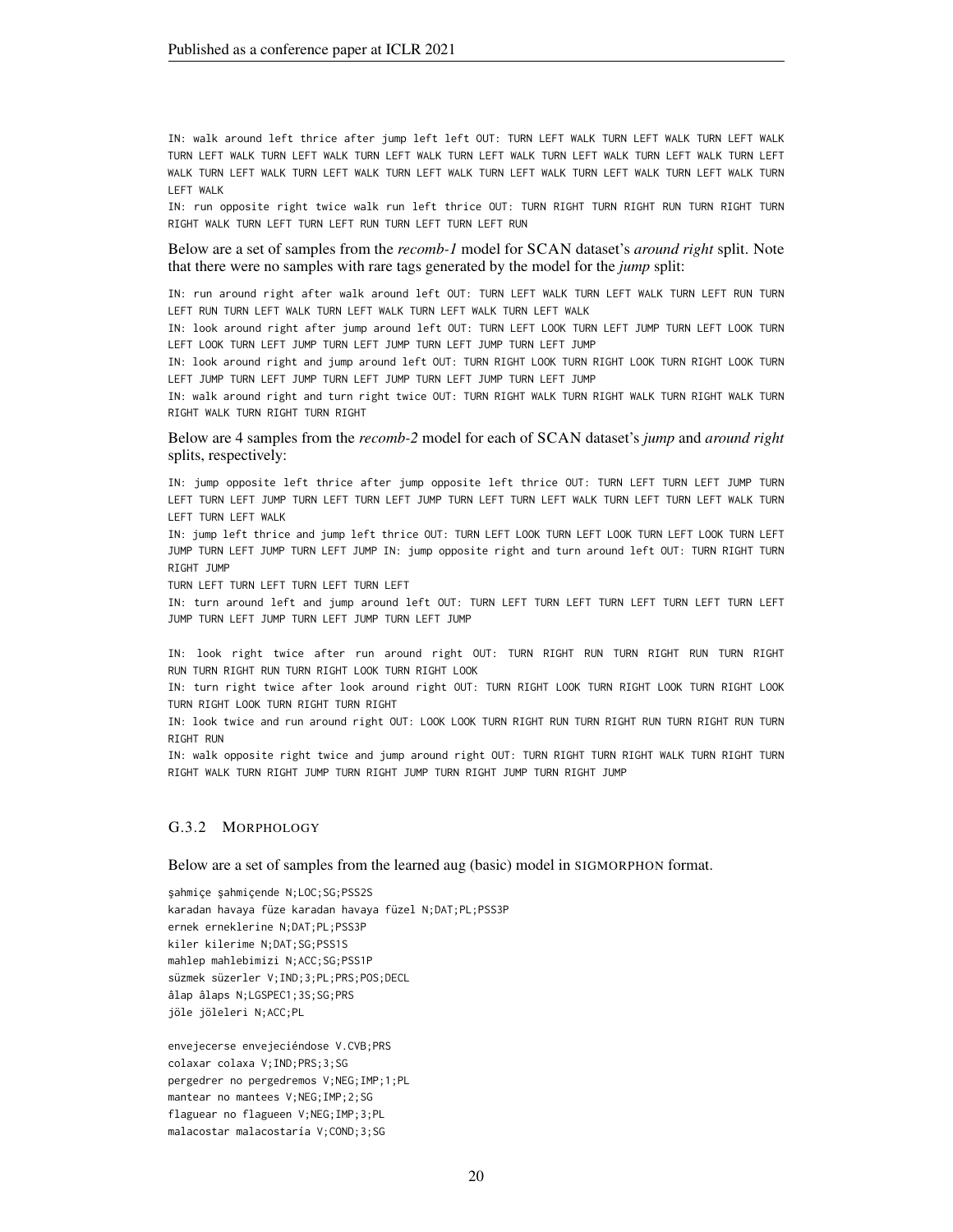IN: walk around left thrice after jump left left OUT: TURN LEFT WALK TURN LEFT WALK TURN LEFT WALK TURN LEFT WALK TURN LEFT WALK TURN LEFT WALK TURN LEFT WALK TURN LEFT WALK TURN LEFT WALK TURN LEFT WALK TURN LEFT WALK TURN LEFT WALK TURN LEFT WALK TURN LEFT WALK TURN LEFT WALK TURN LEFT WALK TURN LEFT WALK

IN: run opposite right twice walk run left thrice OUT: TURN RIGHT TURN RIGHT RUN TURN RIGHT TURN RIGHT WALK TURN LEFT TURN LEFT RUN TURN LEFT TURN LEFT RUN

Below are a set of samples from the *recomb-1* model for SCAN dataset's *around right* split. Note that there were no samples with rare tags generated by the model for the *jump* split:

IN: run around right after walk around left OUT: TURN LEFT WALK TURN LEFT WALK TURN LEFT RUN TURN LEFT RUN TURN LEFT WALK TURN LEFT WALK TURN LEFT WALK TURN LEFT WALK

IN: look around right after jump around left OUT: TURN LEFT LOOK TURN LEFT JUMP TURN LEFT LOOK TURN LEFT LOOK TURN LEFT JUMP TURN LEFT JUMP TURN LEFT JUMP TURN LEFT JUMP

IN: look around right and jump around left OUT: TURN RIGHT LOOK TURN RIGHT LOOK TURN RIGHT LOOK TURN LEFT JUMP TURN LEFT JUMP TURN LEFT JUMP TURN LEFT JUMP TURN LEFT JUMP

IN: walk around right and turn right twice OUT: TURN RIGHT WALK TURN RIGHT WALK TURN RIGHT WALK TURN RIGHT WALK TURN RIGHT TURN RIGHT

Below are 4 samples from the *recomb-2* model for each of SCAN dataset's *jump* and *around right* splits, respectively:

IN: jump opposite left thrice after jump opposite left thrice OUT: TURN LEFT TURN LEFT JUMP TURN LEFT TURN LEFT JUMP TURN LEFT TURN LEFT JUMP TURN LEFT TURN LEFT WALK TURN LEFT TURN LEFT WALK TURN LEFT TURN LEFT WALK

IN: jump left thrice and jump left thrice OUT: TURN LEFT LOOK TURN LEFT LOOK TURN LEFT LOOK TURN LEFT JUMP TURN LEFT JUMP TURN LEFT JUMP IN: jump opposite right and turn around left OUT: TURN RIGHT TURN RIGHT JUMP
TURN LEFT TURN LEFT TURN LEFT TURN LEFT

IN: turn around left and jump around left OUT: TURN LEFT TURN LEFT TURN LEFT TURN LEFT TURN LEFT JUMP TURN LEFT JUMP TURN LEFT JUMP TURN LEFT JUMP

IN: look right twice after run around right OUT: TURN RIGHT RUN TURN RIGHT RUN TURN RIGHT RUN TURN RIGHT RUN TURN RIGHT LOOK TURN RIGHT LOOK

IN: turn right twice after look around right OUT: TURN RIGHT LOOK TURN RIGHT LOOK TURN RIGHT LOOK TURN RIGHT LOOK TURN RIGHT TURN RIGHT

IN: look twice and run around right OUT: LOOK LOOK TURN RIGHT RUN TURN RIGHT RUN TURN RIGHT RUN TURN RIGHT RUN

IN: walk opposite right twice and jump around right OUT: TURN RIGHT TURN RIGHT WALK TURN RIGHT TURN RIGHT WALK TURN RIGHT JUMP TURN RIGHT JUMP TURN RIGHT JUMP TURN RIGHT JUMP

### G.3.2 Morphology

Below are a set of samples from the learned aug (basic) model in SIGMORPHON format.

```
şahmiçe şahmiçende N;LOC;SG;PSS2S
karadan havaya füze karadan havaya füzel N;DAT;PL;PSS3P
ernek erneklerine N;DAT;PL;PSS3P
kiler kilerime N;DAT;SG;PSS1S
mahlep mahlebimizi N;ACC;SG;PSS1P
süzmek süzerler V;IND;3;PL;PRS;POS;DECL
âlap âlaps N;LGSPEC1;3S;SG;PRS
jöle jöleleri N;ACC;PL
```

```
envejecerse envejeciéndose V.CVB;PRS
colaxar colaxa V;IND;PRS;3;SG
pergedrer no pergedremos V;NEG;IMP;1;PL
mantear no mantees V;NEG;IMP;2;SG
flaguear no flagueen V;NEG;IMP;3;PL
malacostar malacostaría V;COND;3;SG
```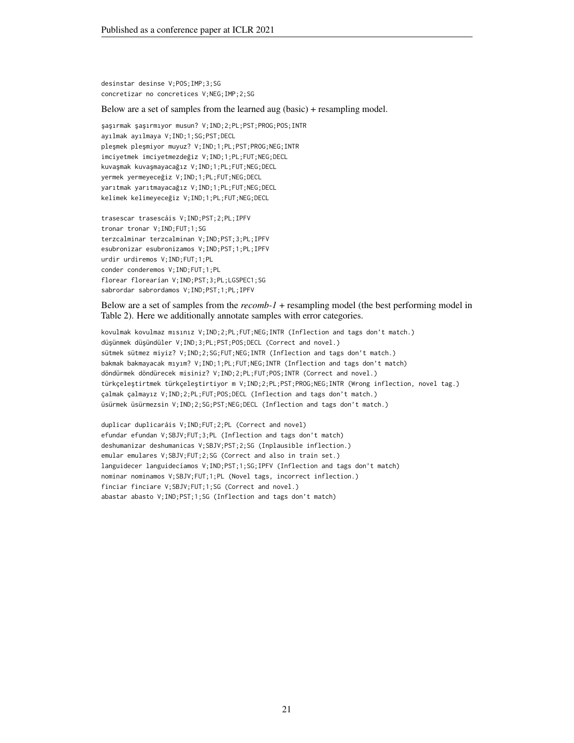```
desinstar desinse V;POS;IMP;3;SG
concretizar no concretices V;NEG;IMP;2;SG
```

Below are a set of samples from the learned aug (basic) + resampling model.

```
şaşırmak şaşırmıyor musun? V;IND;2;PL;PST;PROG;POS;INTR
ayılmak ayılmaya V;IND;1;SG;PST;DECL
pleşmek pleşmiyor muyuz? V;IND;1;PL;PST;PROG;NEG;INTR
imciyetmek imciyetmezdeğiz V;IND;1;PL;FUT;NEG;DECL
kuvaşmak kuvaşmayacağız V;IND;1;PL;FUT;NEG;DECL
yermek yermeyeceğiz V;IND;1;PL;FUT;NEG;DECL
yarıtmak yarıtmayacağız V;IND;1;PL;FUT;NEG;DECL
kelimek kelimeyeceğiz V;IND;1;PL;FUT;NEG;DECL

trasescar trasescáis V;IND;PST;2;PL;IPFV
tronar tronar V;IND;FUT;1;SG
terzcalminar terzcalminan V;IND;PST;3;PL;IPFV
esubronizar esubronizamos V;IND;PST;1;PL;IPFV
urdir urdiremos V;IND;FUT;1;PL
conder conderemos V;IND;FUT;1;PL
florear florearían V;IND;PST;3;PL;LGSPEC1;SG
sabrordar sabrordamos V;IND;PST;1;PL;IPFV
```

Below are a set of samples from the *recomb-1* + resampling model (the best performing model in Table 2). Here we additionally annotate samples with error categories.

```
kovulmak kovulmaz mısınız V;IND;2;PL;FUT;NEG;INTR (Inflection and tags don't match.)
düşünmek düşündüler V;IND;3;PL;PST;POS;DECL (Correct and novel.)
sütmek sütmez miyiz? V;IND;2;SG;FUT;NEG;INTR (Inflection and tags don't match.)
bakmak bakmayacak mıyım? V;IND;1;PL;FUT;NEG;INTR (Inflection and tags don't match)
döndürmek döndürecek misiniz? V;IND;2;PL;FUT;POS;INTR (Correct and novel.)
türkçeleştirtmek türkçeleştirtiyor m V;IND;2;PL;PST;PROG;NEG;INTR (Wrong inflection, novel tag.)
çalmak çalmayız V;IND;2;PL;FUT;POS;DECL (Inflection and tags don't match.)
üsürmek üsürmezsin V;IND;2;SG;PST;NEG;DECL (Inflection and tags don't match.)

duplicar duplicaráis V;IND;FUT;2;PL (Correct and novel)
efundar efundan V;SBJV;FUT;3;PL (Inflection and tags don't match)
deshumanizar deshumanicas V;SBJV;PST;2;SG (Inplausible inflection.)
emular emulares V;SBJV;FUT;2;SG (Correct and also in train set.)
languidecer languidecíamos V;IND;PST;1;SG;IPFV (Inflection and tags don't match)
nominar nominamos V;SBJV;FUT;1;PL (Novel tags, incorrect inflection.)
finciar finciare V;SBJV;FUT;1;SG (Correct and novel.)
abastar abasto V;IND;PST;1;SG (Inflection and tags don't match)
```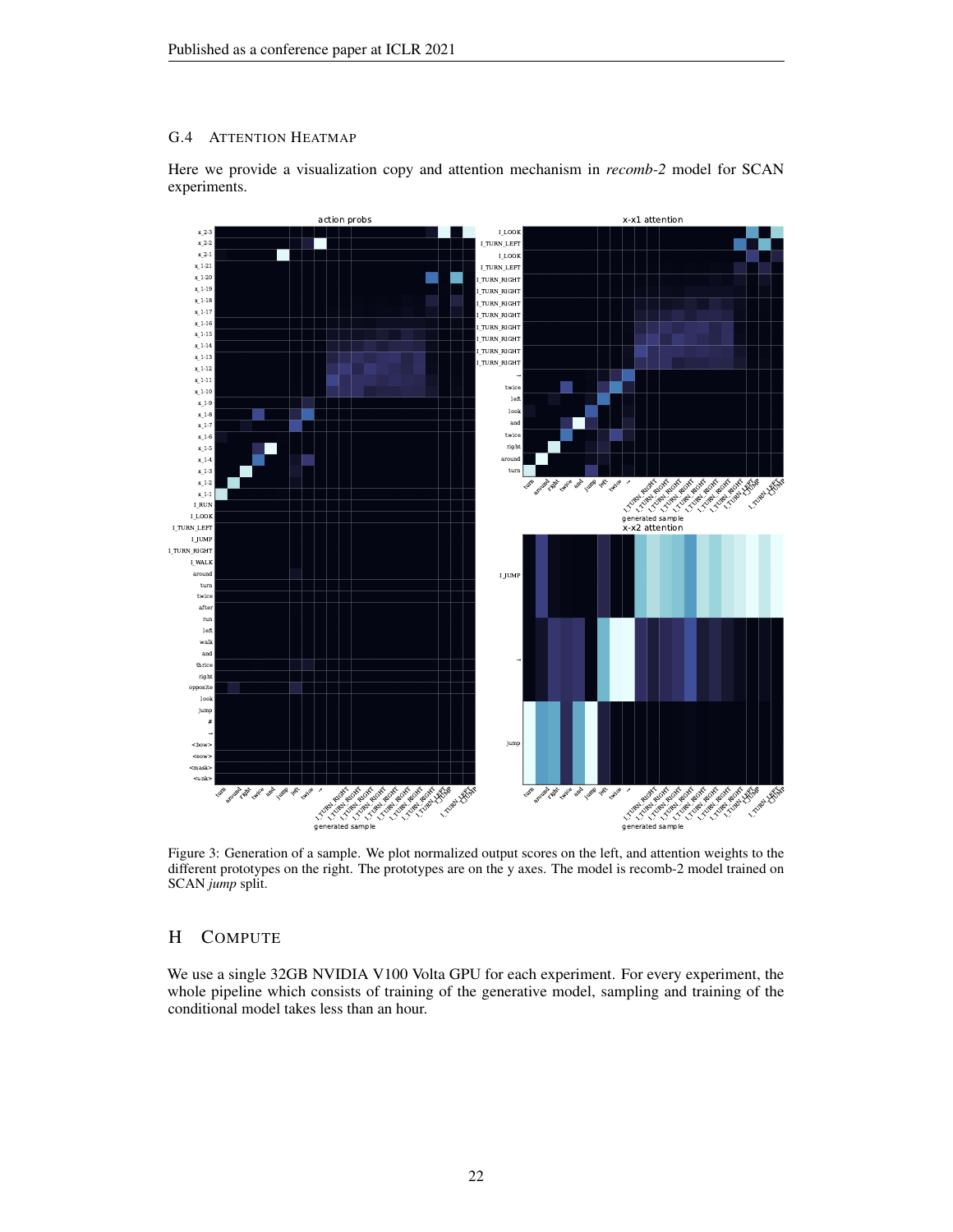### G.4 Attention Heatmap

Here we provide a visualization copy and attention mechanism in *recomb-2* model for SCAN experiments.

action probs

x-x1 attention

x-x2 attention

generated sample

Figure 3: Generation of a sample. We plot normalized output scores on the left, and attention weights to the different prototypes on the right. The prototypes are on the y axes. The model is recomb-2 model trained on SCAN *jump* split.

## H Compute

We use a single 32GB NVIDIA V100 Volta GPU for each experiment. For every experiment, the whole pipeline which consists of training of the generative model, sampling and training of the conditional model takes less than an hour.